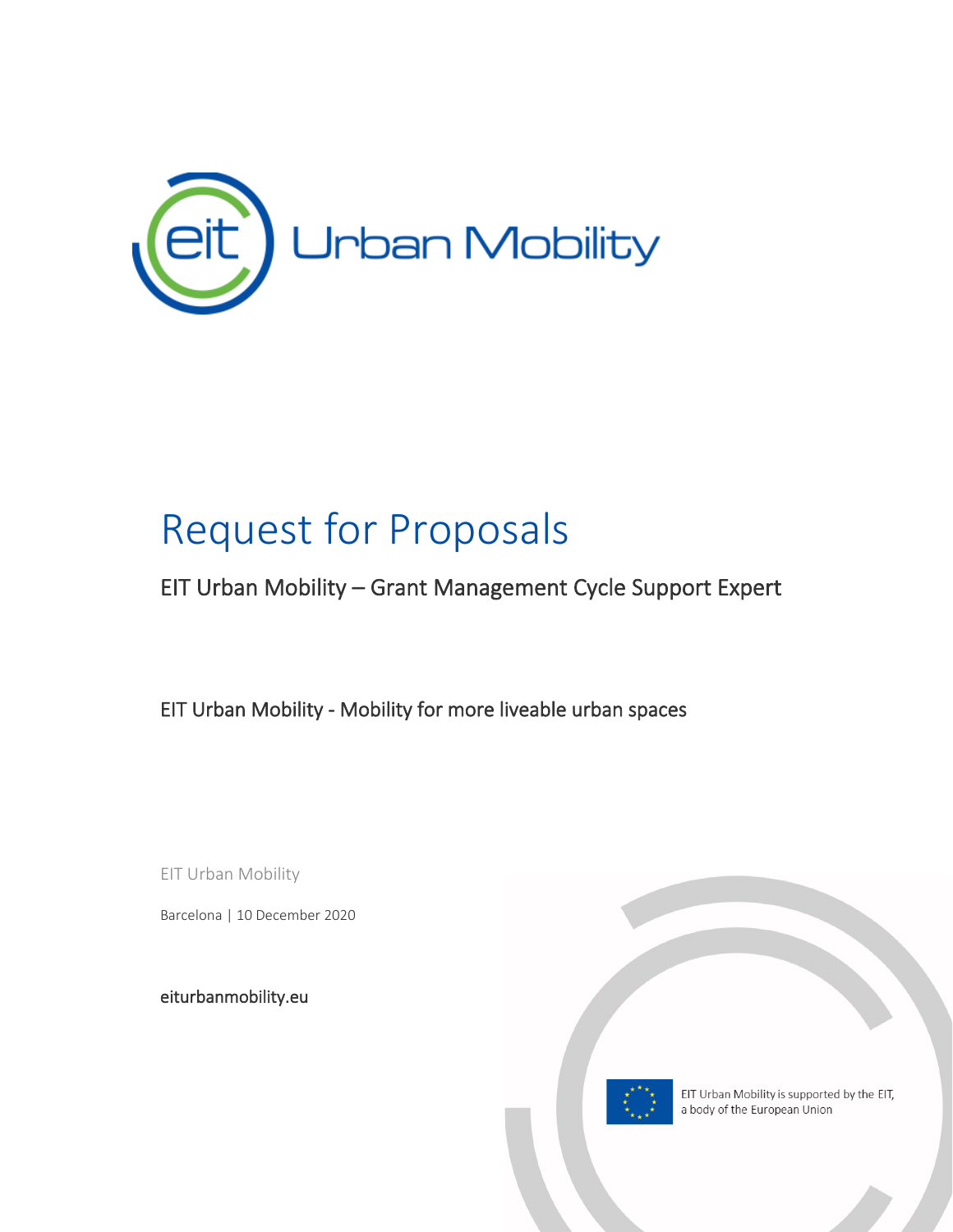# Request for Proposals

## EIT Urban Mobility – Grant Management Cycle Support Expert

EIT Urban Mobility - Mobility for more liveable urban spaces

EIT Urban Mobility

Barcelona | 10 December 2020

eiturbanmobility.eu

EIT Urban Mobility is supported by the EIT, a body of the European Union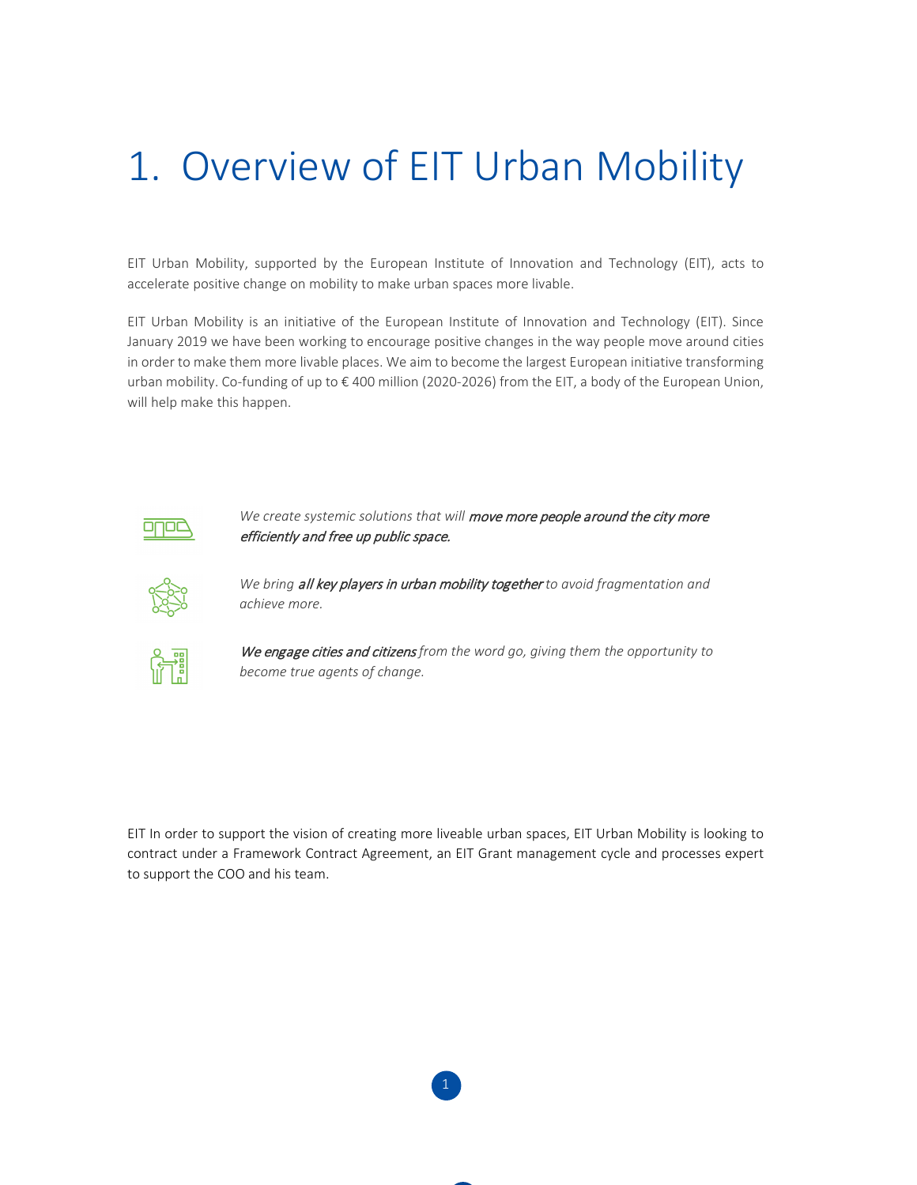# 1. Overview of EIT Urban Mobility

EIT Urban Mobility, supported by the European Institute of Innovation and Technology (EIT), acts to accelerate positive change on mobility to make urban spaces more livable.

EIT Urban Mobility is an initiative of the European Institute of Innovation and Technology (EIT). Since January 2019 we have been working to encourage positive changes in the way people move around cities in order to make them more livable places. We aim to become the largest European initiative transforming urban mobility. Co-funding of up to € 400 million (2020-2026) from the EIT, a body of the European Union, will help make this happen.

*We create systemic solutions that will **move more people around the city more efficiently and free up public space.***

*We bring **all key players in urban mobility together** to avoid fragmentation and achieve more.*

***We engage cities and citizens** from the word go, giving them the opportunity to become true agents of change.*

EIT In order to support the vision of creating more liveable urban spaces, EIT Urban Mobility is looking to contract under a Framework Contract Agreement, an EIT Grant management cycle and processes expert to support the COO and his team.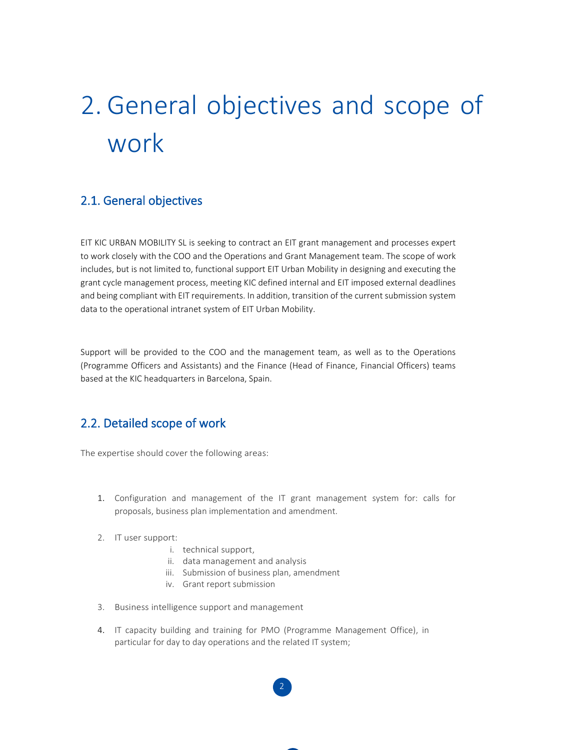# 2. General objectives and scope of work

## 2.1. General objectives

EIT KIC URBAN MOBILITY SL is seeking to contract an EIT grant management and processes expert to work closely with the COO and the Operations and Grant Management team. The scope of work includes, but is not limited to, functional support EIT Urban Mobility in designing and executing the grant cycle management process, meeting KIC defined internal and EIT imposed external deadlines and being compliant with EIT requirements. In addition, transition of the current submission system data to the operational intranet system of EIT Urban Mobility.

Support will be provided to the COO and the management team, as well as to the Operations (Programme Officers and Assistants) and the Finance (Head of Finance, Financial Officers) teams based at the KIC headquarters in Barcelona, Spain.

## 2.2. Detailed scope of work

The expertise should cover the following areas:

1. Configuration and management of the IT grant management system for: calls for proposals, business plan implementation and amendment.

2. IT user support:
   i. technical support,
   ii. data management and analysis
   iii. Submission of business plan, amendment
   iv. Grant report submission

3. Business intelligence support and management

4. IT capacity building and training for PMO (Programme Management Office), in particular for day to day operations and the related IT system;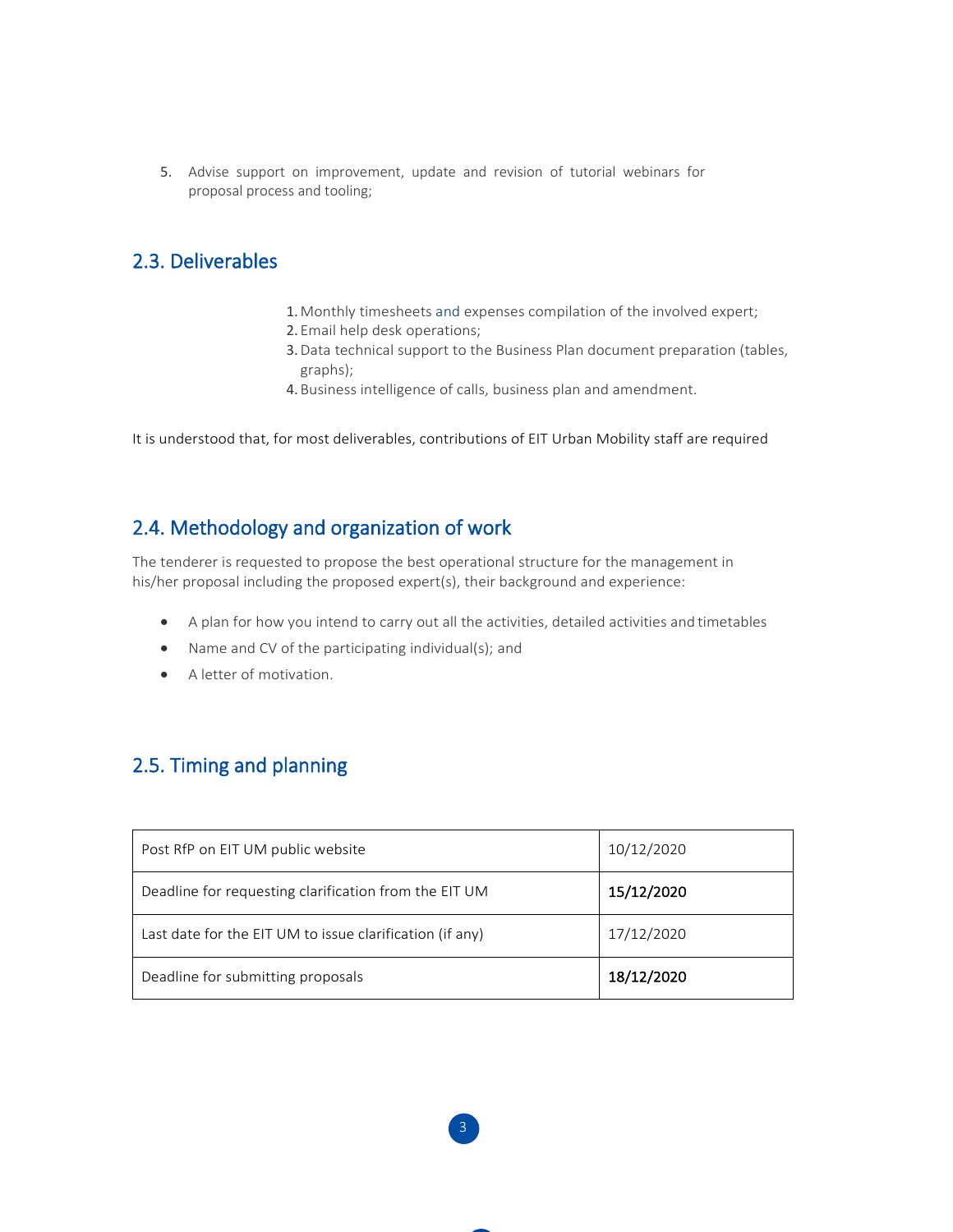5. Advise support on improvement, update and revision of tutorial webinars for proposal process and tooling;

## 2.3. Deliverables

1. Monthly timesheets and expenses compilation of the involved expert;
2. Email help desk operations;
3. Data technical support to the Business Plan document preparation (tables, graphs);
4. Business intelligence of calls, business plan and amendment.

It is understood that, for most deliverables, contributions of EIT Urban Mobility staff are required

## 2.4. Methodology and organization of work

The tenderer is requested to propose the best operational structure for the management in his/her proposal including the proposed expert(s), their background and experience:

- A plan for how you intend to carry out all the activities, detailed activities and timetables
- Name and CV of the participating individual(s); and
- A letter of motivation.

## 2.5. Timing and planning

| | |
|---|---|
| Post RfP on EIT UM public website | 10/12/2020 |
| Deadline for requesting clarification from the EIT UM | **15/12/2020** |
| Last date for the EIT UM to issue clarification (if any) | 17/12/2020 |
| Deadline for submitting proposals | **18/12/2020** |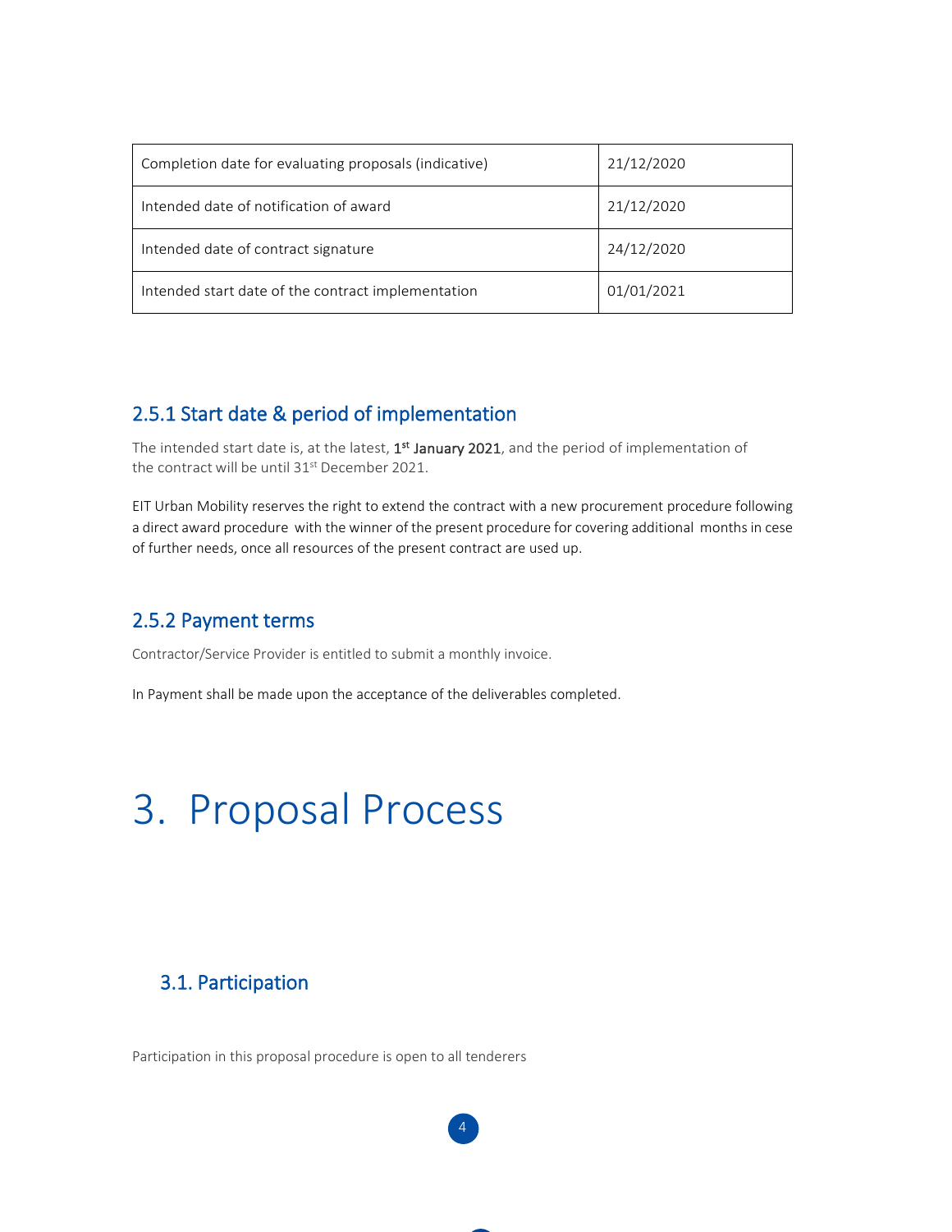| Completion date for evaluating proposals (indicative) | 21/12/2020 |
| --- | --- |
| Intended date of notification of award | 21/12/2020 |
| Intended date of contract signature | 24/12/2020 |
| Intended start date of the contract implementation | 01/01/2021 |

### 2.5.1 Start date & period of implementation

The intended start date is, at the latest, **1st January 2021**, and the period of implementation of the contract will be until 31st December 2021.

EIT Urban Mobility reserves the right to extend the contract with a new procurement procedure following a direct award procedure with the winner of the present procedure for covering additional months in cese of further needs, once all resources of the present contract are used up.

### 2.5.2 Payment terms

Contractor/Service Provider is entitled to submit a monthly invoice.

In Payment shall be made upon the acceptance of the deliverables completed.

# 3. Proposal Process

## 3.1. Participation

Participation in this proposal procedure is open to all tenderers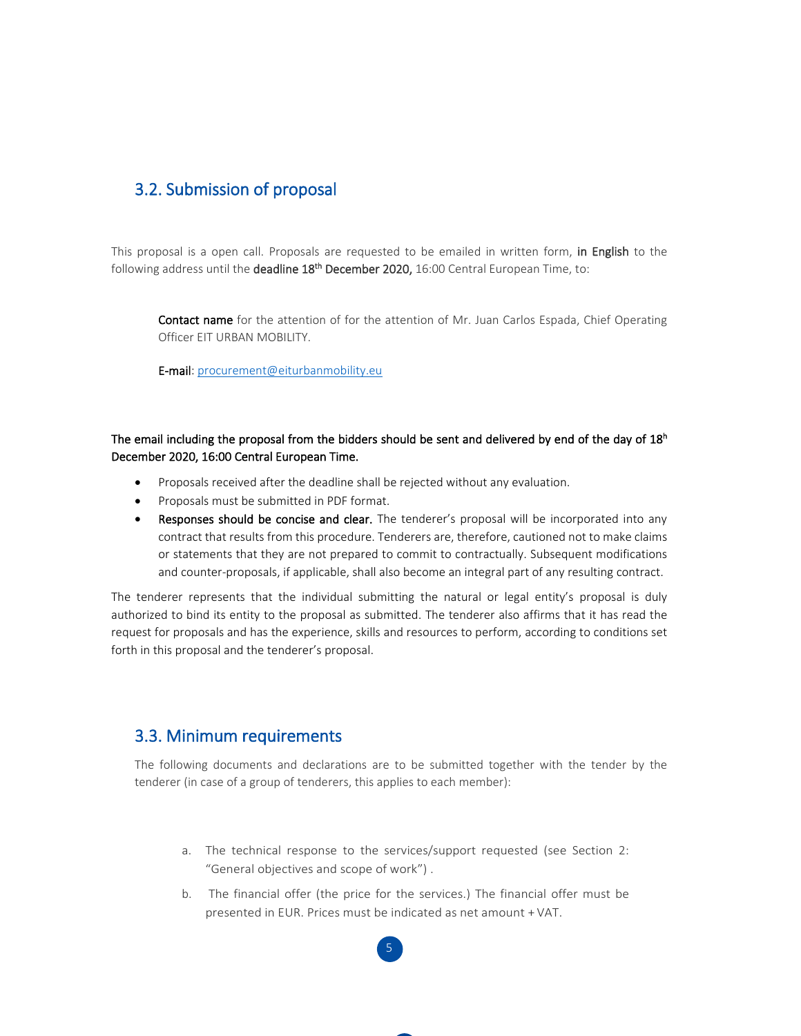## 3.2. Submission of proposal

This proposal is a open call. Proposals are requested to be emailed in written form, **in English** to the following address until the **deadline 18th December 2020,** 16:00 Central European Time, to:

> **Contact name** for the attention of for the attention of Mr. Juan Carlos Espada, Chief Operating Officer EIT URBAN MOBILITY.
>
> **E-mail**: procurement@eiturbanmobility.eu

**The email including the proposal from the bidders should be sent and delivered by end of the day of 18h December 2020, 16:00 Central European Time.**

- Proposals received after the deadline shall be rejected without any evaluation.
- Proposals must be submitted in PDF format.
- **Responses should be concise and clear.** The tenderer's proposal will be incorporated into any contract that results from this procedure. Tenderers are, therefore, cautioned not to make claims or statements that they are not prepared to commit to contractually. Subsequent modifications and counter-proposals, if applicable, shall also become an integral part of any resulting contract.

The tenderer represents that the individual submitting the natural or legal entity's proposal is duly authorized to bind its entity to the proposal as submitted. The tenderer also affirms that it has read the request for proposals and has the experience, skills and resources to perform, according to conditions set forth in this proposal and the tenderer's proposal.

## 3.3. Minimum requirements

The following documents and declarations are to be submitted together with the tender by the tenderer (in case of a group of tenderers, this applies to each member):

a. The technical response to the services/support requested (see Section 2: "General objectives and scope of work") .

b. The financial offer (the price for the services.) The financial offer must be presented in EUR. Prices must be indicated as net amount + VAT.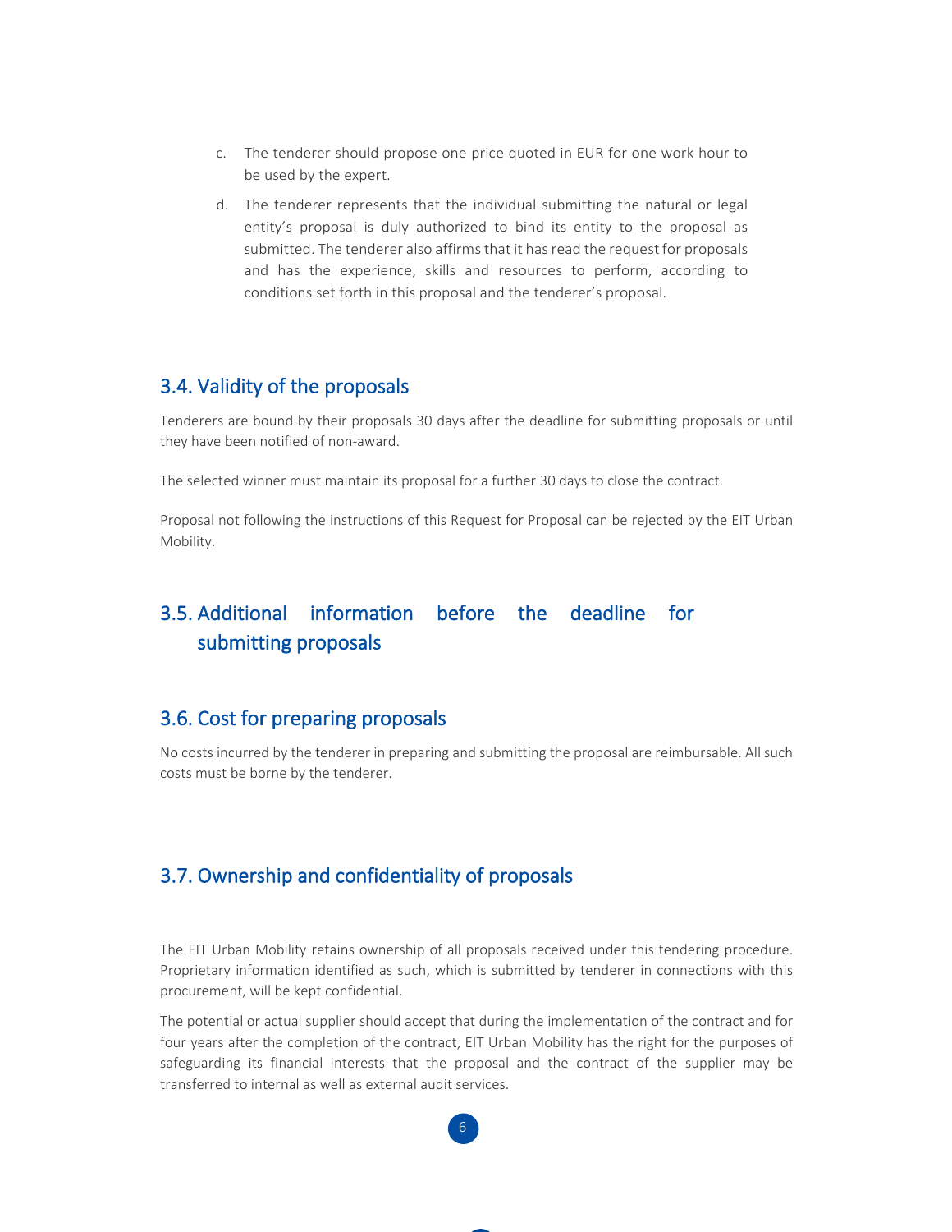c. The tenderer should propose one price quoted in EUR for one work hour to be used by the expert.

d. The tenderer represents that the individual submitting the natural or legal entity's proposal is duly authorized to bind its entity to the proposal as submitted. The tenderer also affirms that it has read the request for proposals and has the experience, skills and resources to perform, according to conditions set forth in this proposal and the tenderer's proposal.

## 3.4. Validity of the proposals

Tenderers are bound by their proposals 30 days after the deadline for submitting proposals or until they have been notified of non-award.

The selected winner must maintain its proposal for a further 30 days to close the contract.

Proposal not following the instructions of this Request for Proposal can be rejected by the EIT Urban Mobility.

## 3.5. Additional information before the deadline for submitting proposals

## 3.6. Cost for preparing proposals

No costs incurred by the tenderer in preparing and submitting the proposal are reimbursable. All such costs must be borne by the tenderer.

## 3.7. Ownership and confidentiality of proposals

The EIT Urban Mobility retains ownership of all proposals received under this tendering procedure. Proprietary information identified as such, which is submitted by tenderer in connections with this procurement, will be kept confidential.

The potential or actual supplier should accept that during the implementation of the contract and for four years after the completion of the contract, EIT Urban Mobility has the right for the purposes of safeguarding its financial interests that the proposal and the contract of the supplier may be transferred to internal as well as external audit services.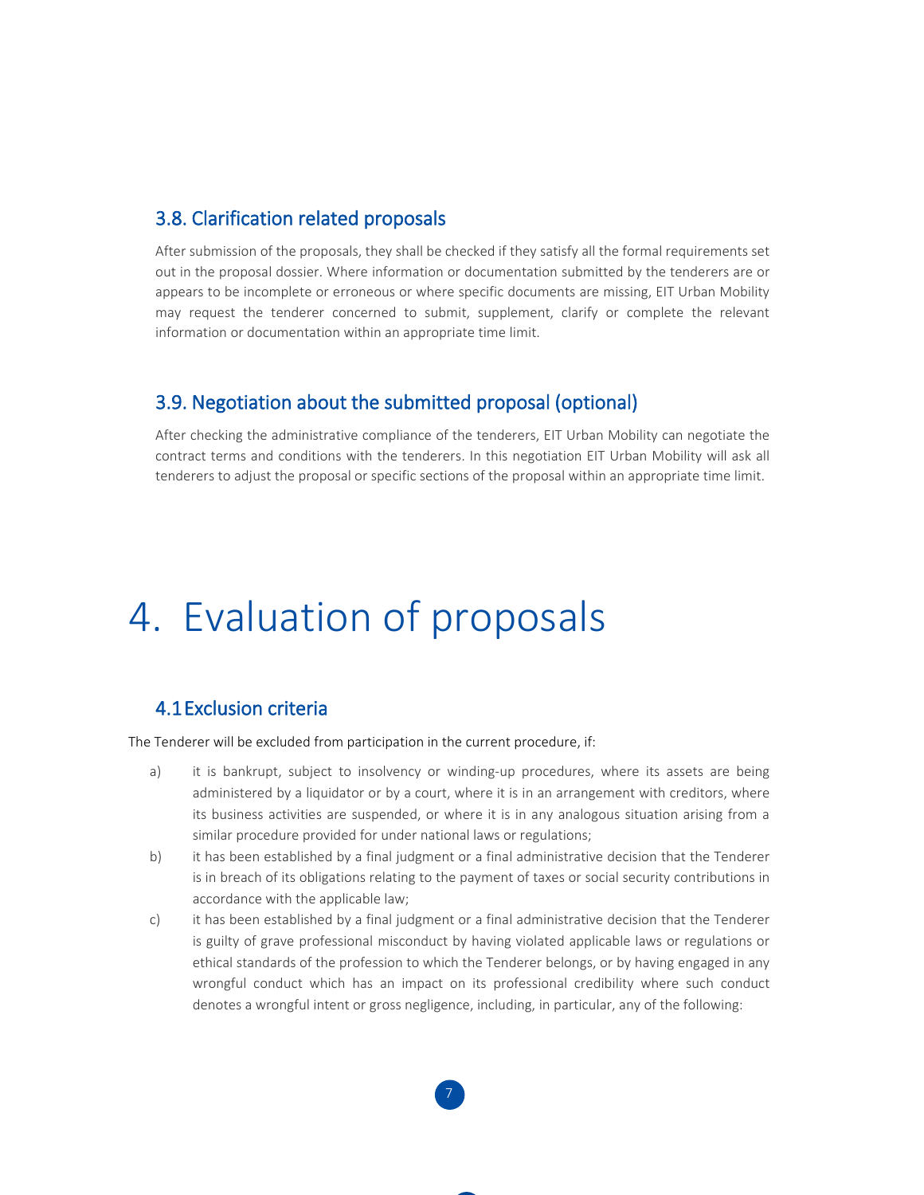### 3.8. Clarification related proposals

After submission of the proposals, they shall be checked if they satisfy all the formal requirements set out in the proposal dossier. Where information or documentation submitted by the tenderers are or appears to be incomplete or erroneous or where specific documents are missing, EIT Urban Mobility may request the tenderer concerned to submit, supplement, clarify or complete the relevant information or documentation within an appropriate time limit.

### 3.9. Negotiation about the submitted proposal (optional)

After checking the administrative compliance of the tenderers, EIT Urban Mobility can negotiate the contract terms and conditions with the tenderers. In this negotiation EIT Urban Mobility will ask all tenderers to adjust the proposal or specific sections of the proposal within an appropriate time limit.

# 4. Evaluation of proposals

### 4.1 Exclusion criteria

The Tenderer will be excluded from participation in the current procedure, if:

a) it is bankrupt, subject to insolvency or winding-up procedures, where its assets are being administered by a liquidator or by a court, where it is in an arrangement with creditors, where its business activities are suspended, or where it is in any analogous situation arising from a similar procedure provided for under national laws or regulations;

b) it has been established by a final judgment or a final administrative decision that the Tenderer is in breach of its obligations relating to the payment of taxes or social security contributions in accordance with the applicable law;

c) it has been established by a final judgment or a final administrative decision that the Tenderer is guilty of grave professional misconduct by having violated applicable laws or regulations or ethical standards of the profession to which the Tenderer belongs, or by having engaged in any wrongful conduct which has an impact on its professional credibility where such conduct denotes a wrongful intent or gross negligence, including, in particular, any of the following: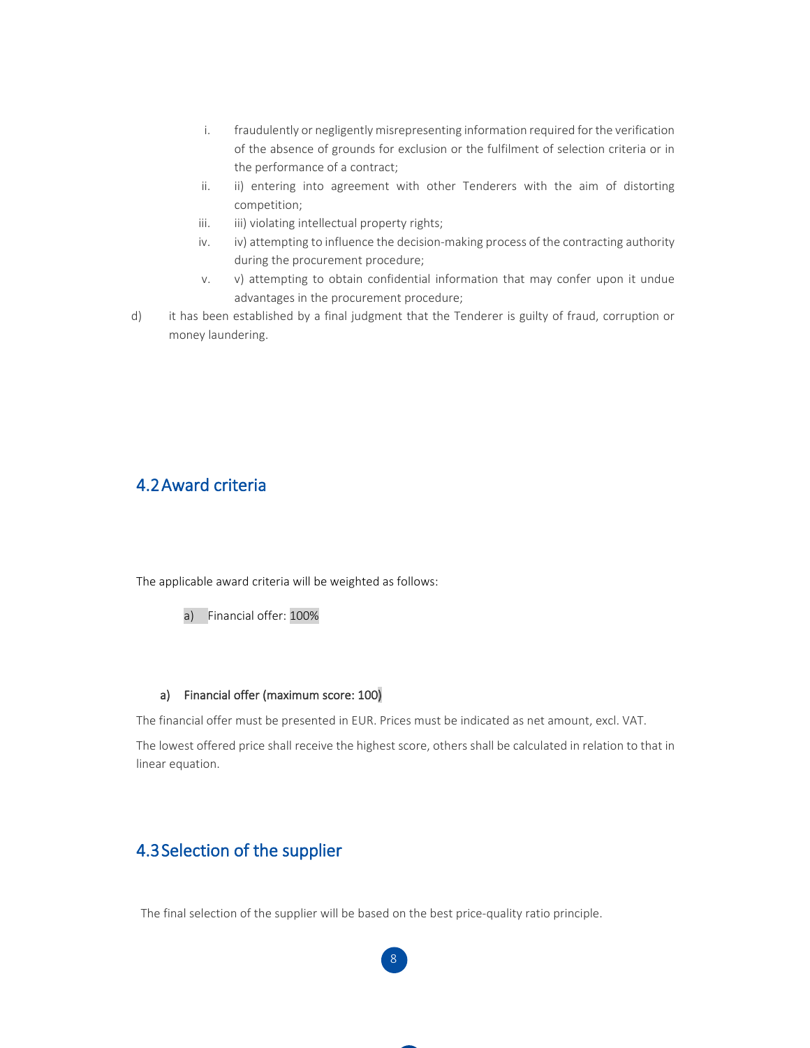i. fraudulently or negligently misrepresenting information required for the verification of the absence of grounds for exclusion or the fulfilment of selection criteria or in the performance of a contract;
ii. ii) entering into agreement with other Tenderers with the aim of distorting competition;
iii. iii) violating intellectual property rights;
iv. iv) attempting to influence the decision-making process of the contracting authority during the procurement procedure;
v. v) attempting to obtain confidential information that may confer upon it undue advantages in the procurement procedure;

d) it has been established by a final judgment that the Tenderer is guilty of fraud, corruption or money laundering.

## 4.2 Award criteria

The applicable award criteria will be weighted as follows:

a) Financial offer: 100%

**a) Financial offer (maximum score: 100)**

The financial offer must be presented in EUR. Prices must be indicated as net amount, excl. VAT.

The lowest offered price shall receive the highest score, others shall be calculated in relation to that in linear equation.

## 4.3 Selection of the supplier

The final selection of the supplier will be based on the best price-quality ratio principle.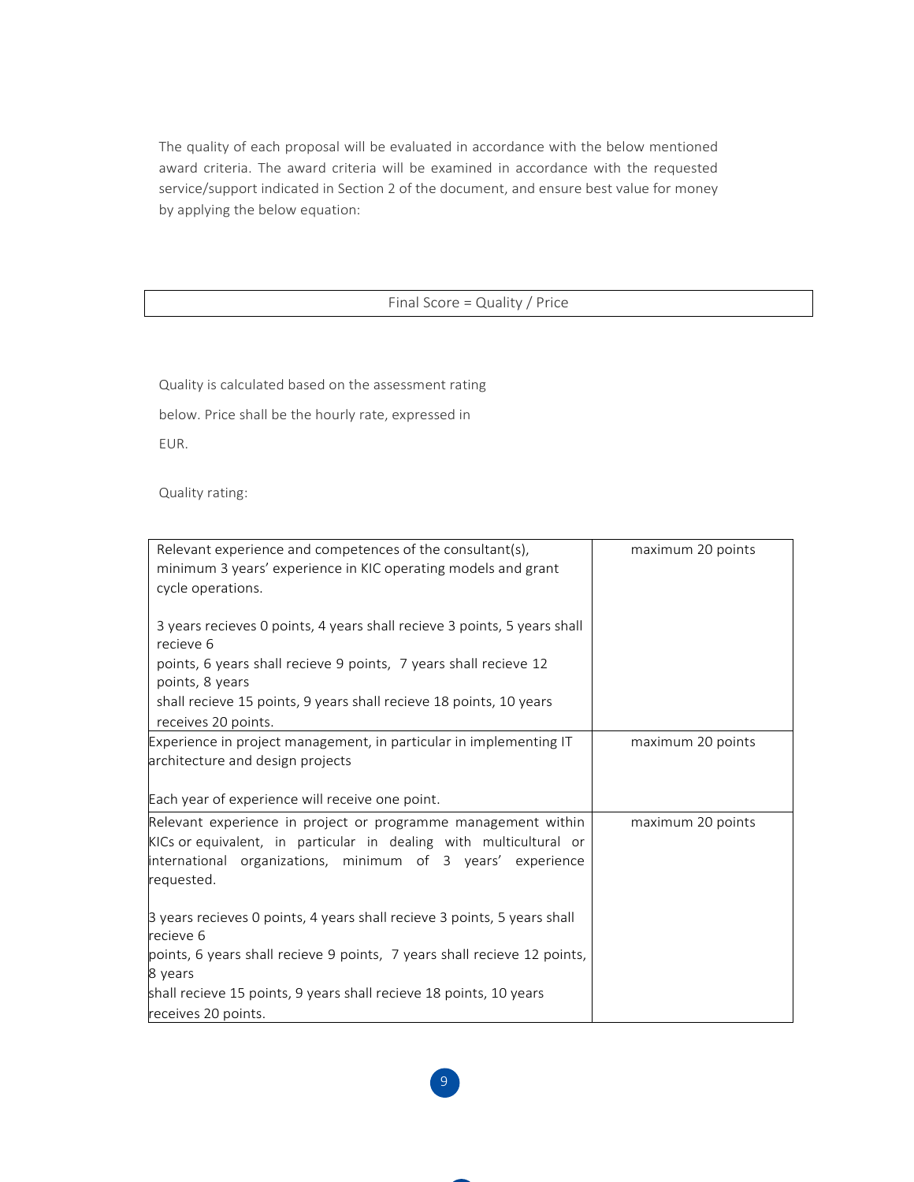The quality of each proposal will be evaluated in accordance with the below mentioned award criteria. The award criteria will be examined in accordance with the requested service/support indicated in Section 2 of the document, and ensure best value for money by applying the below equation:

| Final Score = Quality / Price |
|---|

Quality is calculated based on the assessment rating below. Price shall be the hourly rate, expressed in EUR.

Quality rating:

| Criterion | Points |
|---|---|
| Relevant experience and competences of the consultant(s), minimum 3 years' experience in KIC operating models and grant cycle operations.<br><br>3 years recieves 0 points, 4 years shall recieve 3 points, 5 years shall recieve 6 points, 6 years shall recieve 9 points, 7 years shall recieve 12 points, 8 years shall recieve 15 points, 9 years shall recieve 18 points, 10 years receives 20 points. | maximum 20 points |
| Experience in project management, in particular in implementing IT architecture and design projects<br><br>Each year of experience will receive one point. | maximum 20 points |
| Relevant experience in project or programme management within KICs or equivalent, in particular in dealing with multicultural or international organizations, minimum of 3 years' experience requested.<br><br>3 years recieves 0 points, 4 years shall recieve 3 points, 5 years shall recieve 6 points, 6 years shall recieve 9 points, 7 years shall recieve 12 points, 8 years shall recieve 15 points, 9 years shall recieve 18 points, 10 years receives 20 points. | maximum 20 points |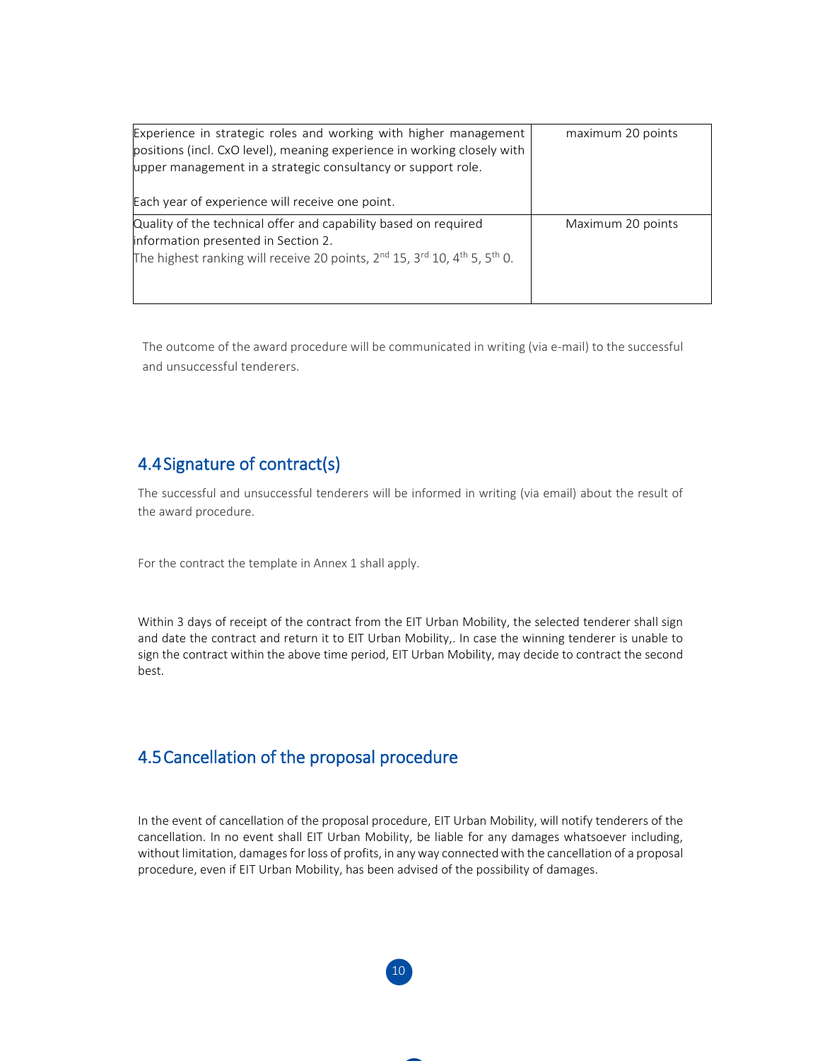| Experience in strategic roles and working with higher management positions (incl. CxO level), meaning experience in working closely with upper management in a strategic consultancy or support role.<br><br>Each year of experience will receive one point. | maximum 20 points |
|---|---|
| Quality of the technical offer and capability based on required information presented in Section 2.<br>The highest ranking will receive 20 points, 2nd 15, 3rd 10, 4th 5, 5th 0. | Maximum 20 points |

The outcome of the award procedure will be communicated in writing (via e-mail) to the successful and unsuccessful tenderers.

## 4.4 Signature of contract(s)

The successful and unsuccessful tenderers will be informed in writing (via email) about the result of the award procedure.

For the contract the template in Annex 1 shall apply.

Within 3 days of receipt of the contract from the EIT Urban Mobility, the selected tenderer shall sign and date the contract and return it to EIT Urban Mobility,. In case the winning tenderer is unable to sign the contract within the above time period, EIT Urban Mobility, may decide to contract the second best.

## 4.5 Cancellation of the proposal procedure

In the event of cancellation of the proposal procedure, EIT Urban Mobility, will notify tenderers of the cancellation. In no event shall EIT Urban Mobility, be liable for any damages whatsoever including, without limitation, damages for loss of profits, in any way connected with the cancellation of a proposal procedure, even if EIT Urban Mobility, has been advised of the possibility of damages.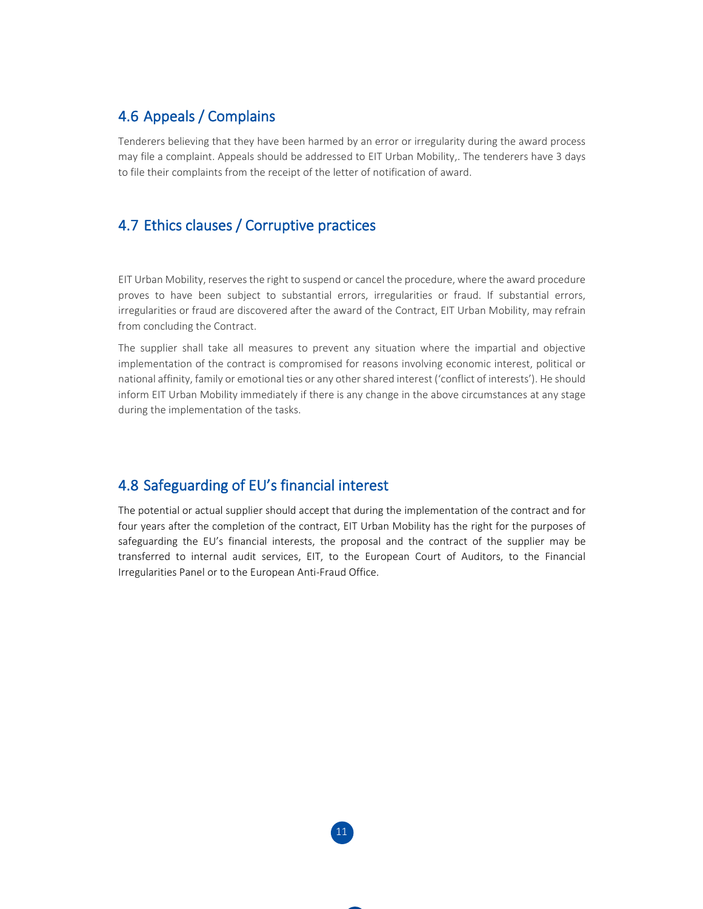## 4.6 Appeals / Complains

Tenderers believing that they have been harmed by an error or irregularity during the award process may file a complaint. Appeals should be addressed to EIT Urban Mobility,. The tenderers have 3 days to file their complaints from the receipt of the letter of notification of award.

## 4.7 Ethics clauses / Corruptive practices

EIT Urban Mobility, reserves the right to suspend or cancel the procedure, where the award procedure proves to have been subject to substantial errors, irregularities or fraud. If substantial errors, irregularities or fraud are discovered after the award of the Contract, EIT Urban Mobility, may refrain from concluding the Contract.

The supplier shall take all measures to prevent any situation where the impartial and objective implementation of the contract is compromised for reasons involving economic interest, political or national affinity, family or emotional ties or any other shared interest ('conflict of interests'). He should inform EIT Urban Mobility immediately if there is any change in the above circumstances at any stage during the implementation of the tasks.

## 4.8 Safeguarding of EU's financial interest

The potential or actual supplier should accept that during the implementation of the contract and for four years after the completion of the contract, EIT Urban Mobility has the right for the purposes of safeguarding the EU's financial interests, the proposal and the contract of the supplier may be transferred to internal audit services, EIT, to the European Court of Auditors, to the Financial Irregularities Panel or to the European Anti-Fraud Office.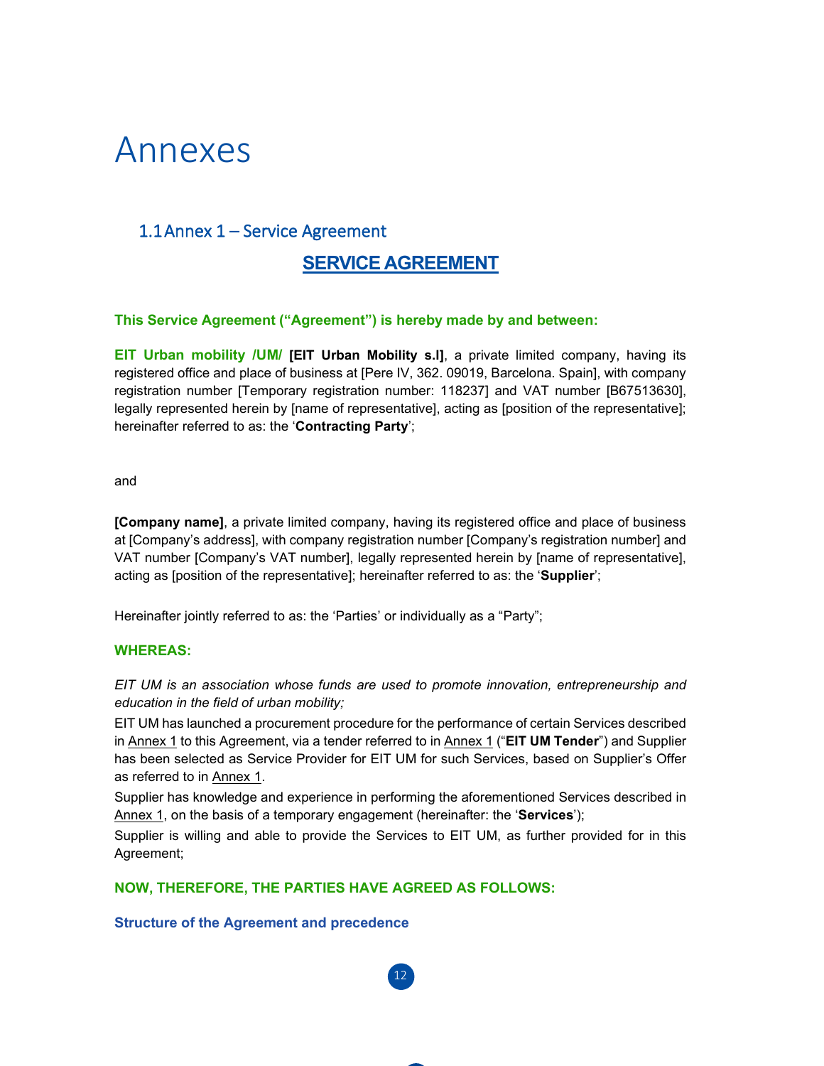# Annexes

## 1.1 Annex 1 – Service Agreement

**SERVICE AGREEMENT**

**This Service Agreement ("Agreement") is hereby made by and between:**

**EIT Urban mobility /UM/ [EIT Urban Mobility s.l]**, a private limited company, having its registered office and place of business at [Pere IV, 362. 09019, Barcelona. Spain], with company registration number [Temporary registration number: 118237] and VAT number [B67513630], legally represented herein by [name of representative], acting as [position of the representative]; hereinafter referred to as: the '**Contracting Party**';

and

**[Company name]**, a private limited company, having its registered office and place of business at [Company's address], with company registration number [Company's registration number] and VAT number [Company's VAT number], legally represented herein by [name of representative], acting as [position of the representative]; hereinafter referred to as: the '**Supplier**';

Hereinafter jointly referred to as: the 'Parties' or individually as a "Party";

**WHEREAS:**

*EIT UM is an association whose funds are used to promote innovation, entrepreneurship and education in the field of urban mobility;*

EIT UM has launched a procurement procedure for the performance of certain Services described in Annex 1 to this Agreement, via a tender referred to in Annex 1 ("**EIT UM Tender**") and Supplier has been selected as Service Provider for EIT UM for such Services, based on Supplier's Offer as referred to in Annex 1.

Supplier has knowledge and experience in performing the aforementioned Services described in Annex 1, on the basis of a temporary engagement (hereinafter: the '**Services**');

Supplier is willing and able to provide the Services to EIT UM, as further provided for in this Agreement;

**NOW, THEREFORE, THE PARTIES HAVE AGREED AS FOLLOWS:**

**Structure of the Agreement and precedence**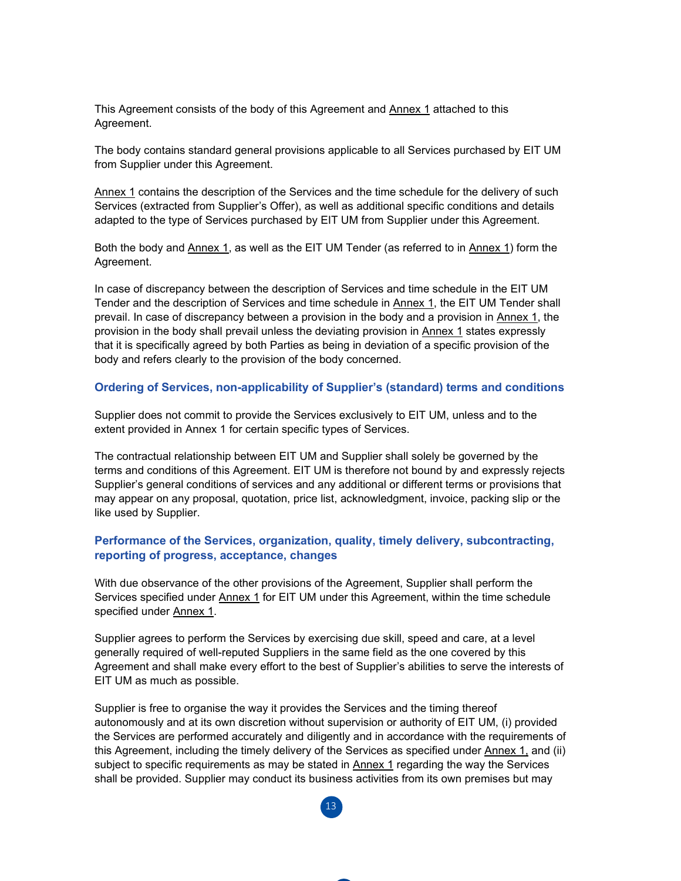This Agreement consists of the body of this Agreement and Annex 1 attached to this Agreement.

The body contains standard general provisions applicable to all Services purchased by EIT UM from Supplier under this Agreement.

Annex 1 contains the description of the Services and the time schedule for the delivery of such Services (extracted from Supplier's Offer), as well as additional specific conditions and details adapted to the type of Services purchased by EIT UM from Supplier under this Agreement.

Both the body and Annex 1, as well as the EIT UM Tender (as referred to in Annex 1) form the Agreement.

In case of discrepancy between the description of Services and time schedule in the EIT UM Tender and the description of Services and time schedule in Annex 1, the EIT UM Tender shall prevail. In case of discrepancy between a provision in the body and a provision in Annex 1, the provision in the body shall prevail unless the deviating provision in Annex 1 states expressly that it is specifically agreed by both Parties as being in deviation of a specific provision of the body and refers clearly to the provision of the body concerned.

### Ordering of Services, non-applicability of Supplier's (standard) terms and conditions

Supplier does not commit to provide the Services exclusively to EIT UM, unless and to the extent provided in Annex 1 for certain specific types of Services.

The contractual relationship between EIT UM and Supplier shall solely be governed by the terms and conditions of this Agreement. EIT UM is therefore not bound by and expressly rejects Supplier's general conditions of services and any additional or different terms or provisions that may appear on any proposal, quotation, price list, acknowledgment, invoice, packing slip or the like used by Supplier.

### Performance of the Services, organization, quality, timely delivery, subcontracting, reporting of progress, acceptance, changes

With due observance of the other provisions of the Agreement, Supplier shall perform the Services specified under Annex 1 for EIT UM under this Agreement, within the time schedule specified under Annex 1.

Supplier agrees to perform the Services by exercising due skill, speed and care, at a level generally required of well-reputed Suppliers in the same field as the one covered by this Agreement and shall make every effort to the best of Supplier's abilities to serve the interests of EIT UM as much as possible.

Supplier is free to organise the way it provides the Services and the timing thereof autonomously and at its own discretion without supervision or authority of EIT UM, (i) provided the Services are performed accurately and diligently and in accordance with the requirements of this Agreement, including the timely delivery of the Services as specified under Annex 1, and (ii) subject to specific requirements as may be stated in Annex 1 regarding the way the Services shall be provided. Supplier may conduct its business activities from its own premises but may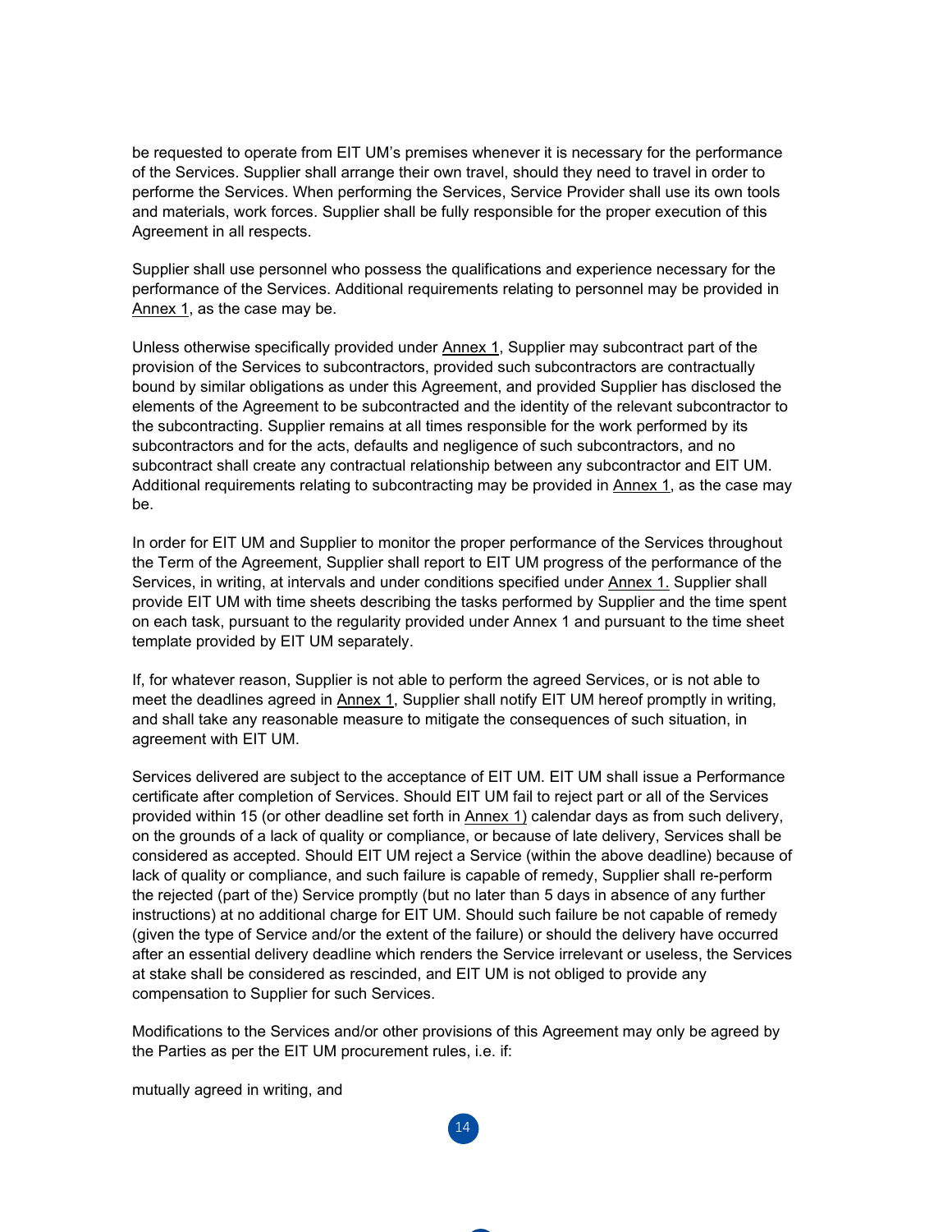be requested to operate from EIT UM's premises whenever it is necessary for the performance of the Services. Supplier shall arrange their own travel, should they need to travel in order to performe the Services. When performing the Services, Service Provider shall use its own tools and materials, work forces. Supplier shall be fully responsible for the proper execution of this Agreement in all respects.

Supplier shall use personnel who possess the qualifications and experience necessary for the performance of the Services. Additional requirements relating to personnel may be provided in Annex 1, as the case may be.

Unless otherwise specifically provided under Annex 1, Supplier may subcontract part of the provision of the Services to subcontractors, provided such subcontractors are contractually bound by similar obligations as under this Agreement, and provided Supplier has disclosed the elements of the Agreement to be subcontracted and the identity of the relevant subcontractor to the subcontracting. Supplier remains at all times responsible for the work performed by its subcontractors and for the acts, defaults and negligence of such subcontractors, and no subcontract shall create any contractual relationship between any subcontractor and EIT UM. Additional requirements relating to subcontracting may be provided in Annex 1, as the case may be.

In order for EIT UM and Supplier to monitor the proper performance of the Services throughout the Term of the Agreement, Supplier shall report to EIT UM progress of the performance of the Services, in writing, at intervals and under conditions specified under Annex 1. Supplier shall provide EIT UM with time sheets describing the tasks performed by Supplier and the time spent on each task, pursuant to the regularity provided under Annex 1 and pursuant to the time sheet template provided by EIT UM separately.

If, for whatever reason, Supplier is not able to perform the agreed Services, or is not able to meet the deadlines agreed in Annex 1, Supplier shall notify EIT UM hereof promptly in writing, and shall take any reasonable measure to mitigate the consequences of such situation, in agreement with EIT UM.

Services delivered are subject to the acceptance of EIT UM. EIT UM shall issue a Performance certificate after completion of Services. Should EIT UM fail to reject part or all of the Services provided within 15 (or other deadline set forth in Annex 1) calendar days as from such delivery, on the grounds of a lack of quality or compliance, or because of late delivery, Services shall be considered as accepted. Should EIT UM reject a Service (within the above deadline) because of lack of quality or compliance, and such failure is capable of remedy, Supplier shall re-perform the rejected (part of the) Service promptly (but no later than 5 days in absence of any further instructions) at no additional charge for EIT UM. Should such failure be not capable of remedy (given the type of Service and/or the extent of the failure) or should the delivery have occurred after an essential delivery deadline which renders the Service irrelevant or useless, the Services at stake shall be considered as rescinded, and EIT UM is not obliged to provide any compensation to Supplier for such Services.

Modifications to the Services and/or other provisions of this Agreement may only be agreed by the Parties as per the EIT UM procurement rules, i.e. if:

mutually agreed in writing, and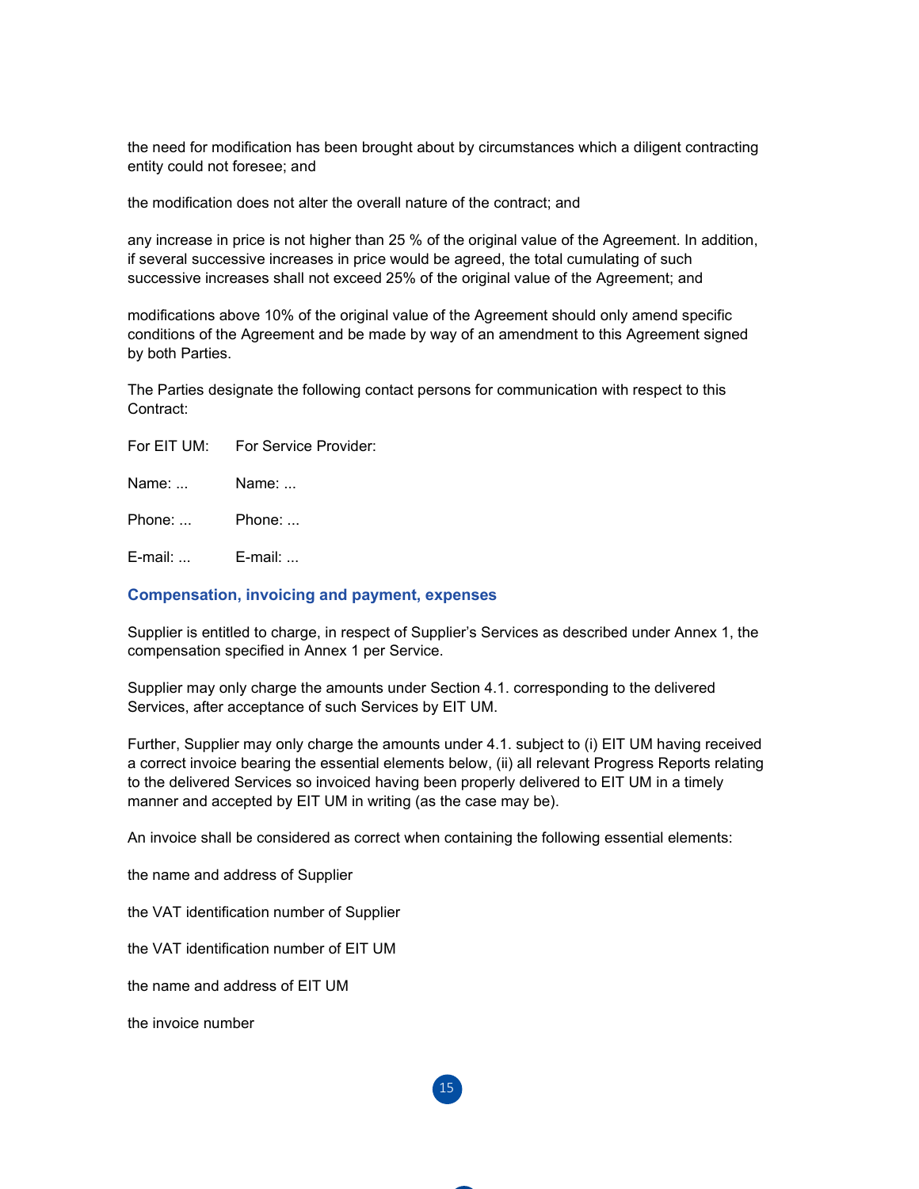the need for modification has been brought about by circumstances which a diligent contracting entity could not foresee; and

the modification does not alter the overall nature of the contract; and

any increase in price is not higher than 25 % of the original value of the Agreement. In addition, if several successive increases in price would be agreed, the total cumulating of such successive increases shall not exceed 25% of the original value of the Agreement; and

modifications above 10% of the original value of the Agreement should only amend specific conditions of the Agreement and be made by way of an amendment to this Agreement signed by both Parties.

The Parties designate the following contact persons for communication with respect to this Contract:

| For EIT UM: | For Service Provider: |
|---|---|
| Name: ... | Name: ... |
| Phone: ... | Phone: ... |
| E-mail: ... | E-mail: ... |

## Compensation, invoicing and payment, expenses

Supplier is entitled to charge, in respect of Supplier's Services as described under Annex 1, the compensation specified in Annex 1 per Service.

Supplier may only charge the amounts under Section 4.1. corresponding to the delivered Services, after acceptance of such Services by EIT UM.

Further, Supplier may only charge the amounts under 4.1. subject to (i) EIT UM having received a correct invoice bearing the essential elements below, (ii) all relevant Progress Reports relating to the delivered Services so invoiced having been properly delivered to EIT UM in a timely manner and accepted by EIT UM in writing (as the case may be).

An invoice shall be considered as correct when containing the following essential elements:

the name and address of Supplier

the VAT identification number of Supplier

the VAT identification number of EIT UM

the name and address of EIT UM

the invoice number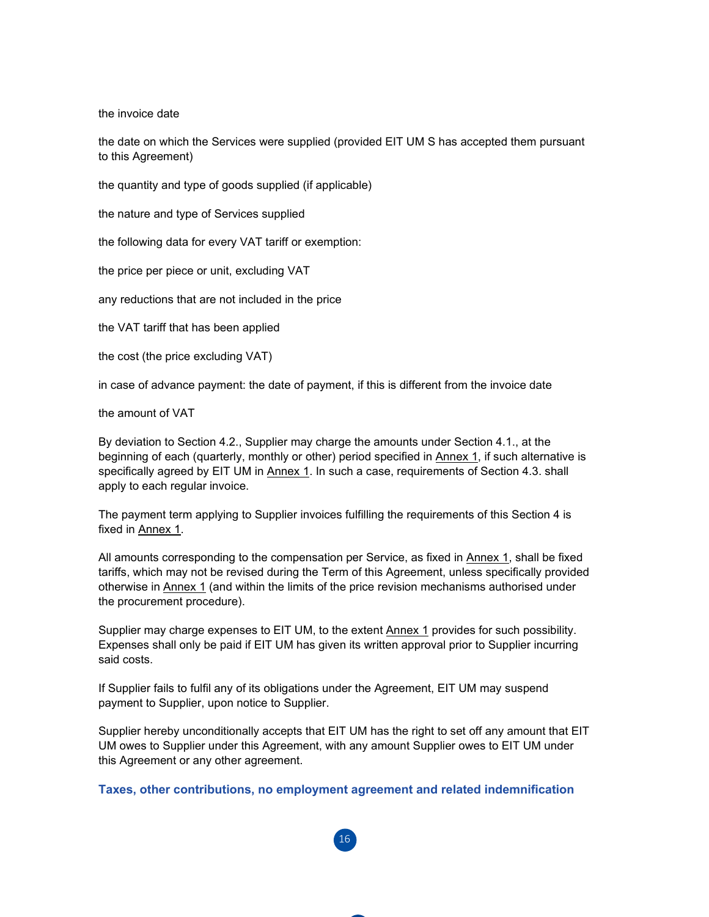the invoice date

the date on which the Services were supplied (provided EIT UM S has accepted them pursuant to this Agreement)

the quantity and type of goods supplied (if applicable)

the nature and type of Services supplied

the following data for every VAT tariff or exemption:

the price per piece or unit, excluding VAT

any reductions that are not included in the price

the VAT tariff that has been applied

the cost (the price excluding VAT)

in case of advance payment: the date of payment, if this is different from the invoice date

the amount of VAT

By deviation to Section 4.2., Supplier may charge the amounts under Section 4.1., at the beginning of each (quarterly, monthly or other) period specified in Annex 1, if such alternative is specifically agreed by EIT UM in Annex 1. In such a case, requirements of Section 4.3. shall apply to each regular invoice.

The payment term applying to Supplier invoices fulfilling the requirements of this Section 4 is fixed in Annex 1.

All amounts corresponding to the compensation per Service, as fixed in Annex 1, shall be fixed tariffs, which may not be revised during the Term of this Agreement, unless specifically provided otherwise in Annex 1 (and within the limits of the price revision mechanisms authorised under the procurement procedure).

Supplier may charge expenses to EIT UM, to the extent Annex 1 provides for such possibility. Expenses shall only be paid if EIT UM has given its written approval prior to Supplier incurring said costs.

If Supplier fails to fulfil any of its obligations under the Agreement, EIT UM may suspend payment to Supplier, upon notice to Supplier.

Supplier hereby unconditionally accepts that EIT UM has the right to set off any amount that EIT UM owes to Supplier under this Agreement, with any amount Supplier owes to EIT UM under this Agreement or any other agreement.

## Taxes, other contributions, no employment agreement and related indemnification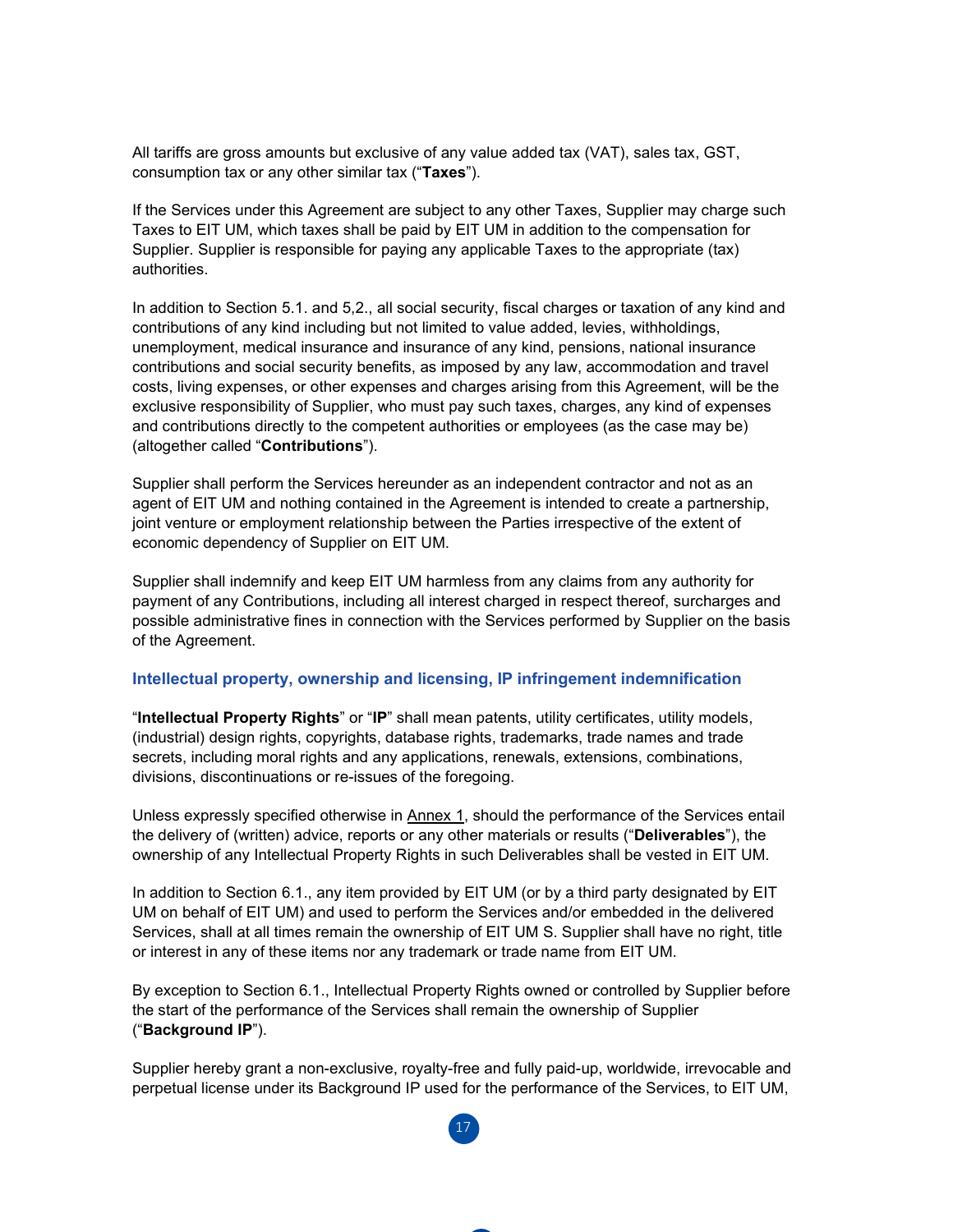All tariffs are gross amounts but exclusive of any value added tax (VAT), sales tax, GST, consumption tax or any other similar tax ("**Taxes**").

If the Services under this Agreement are subject to any other Taxes, Supplier may charge such Taxes to EIT UM, which taxes shall be paid by EIT UM in addition to the compensation for Supplier. Supplier is responsible for paying any applicable Taxes to the appropriate (tax) authorities.

In addition to Section 5.1. and 5,2., all social security, fiscal charges or taxation of any kind and contributions of any kind including but not limited to value added, levies, withholdings, unemployment, medical insurance and insurance of any kind, pensions, national insurance contributions and social security benefits, as imposed by any law, accommodation and travel costs, living expenses, or other expenses and charges arising from this Agreement, will be the exclusive responsibility of Supplier, who must pay such taxes, charges, any kind of expenses and contributions directly to the competent authorities or employees (as the case may be) (altogether called "**Contributions**").

Supplier shall perform the Services hereunder as an independent contractor and not as an agent of EIT UM and nothing contained in the Agreement is intended to create a partnership, joint venture or employment relationship between the Parties irrespective of the extent of economic dependency of Supplier on EIT UM.

Supplier shall indemnify and keep EIT UM harmless from any claims from any authority for payment of any Contributions, including all interest charged in respect thereof, surcharges and possible administrative fines in connection with the Services performed by Supplier on the basis of the Agreement.

## Intellectual property, ownership and licensing, IP infringement indemnification

"**Intellectual Property Rights**" or "**IP**" shall mean patents, utility certificates, utility models, (industrial) design rights, copyrights, database rights, trademarks, trade names and trade secrets, including moral rights and any applications, renewals, extensions, combinations, divisions, discontinuations or re-issues of the foregoing.

Unless expressly specified otherwise in Annex 1, should the performance of the Services entail the delivery of (written) advice, reports or any other materials or results ("**Deliverables**"), the ownership of any Intellectual Property Rights in such Deliverables shall be vested in EIT UM.

In addition to Section 6.1., any item provided by EIT UM (or by a third party designated by EIT UM on behalf of EIT UM) and used to perform the Services and/or embedded in the delivered Services, shall at all times remain the ownership of EIT UM S. Supplier shall have no right, title or interest in any of these items nor any trademark or trade name from EIT UM.

By exception to Section 6.1., Intellectual Property Rights owned or controlled by Supplier before the start of the performance of the Services shall remain the ownership of Supplier ("**Background IP**").

Supplier hereby grant a non-exclusive, royalty-free and fully paid-up, worldwide, irrevocable and perpetual license under its Background IP used for the performance of the Services, to EIT UM,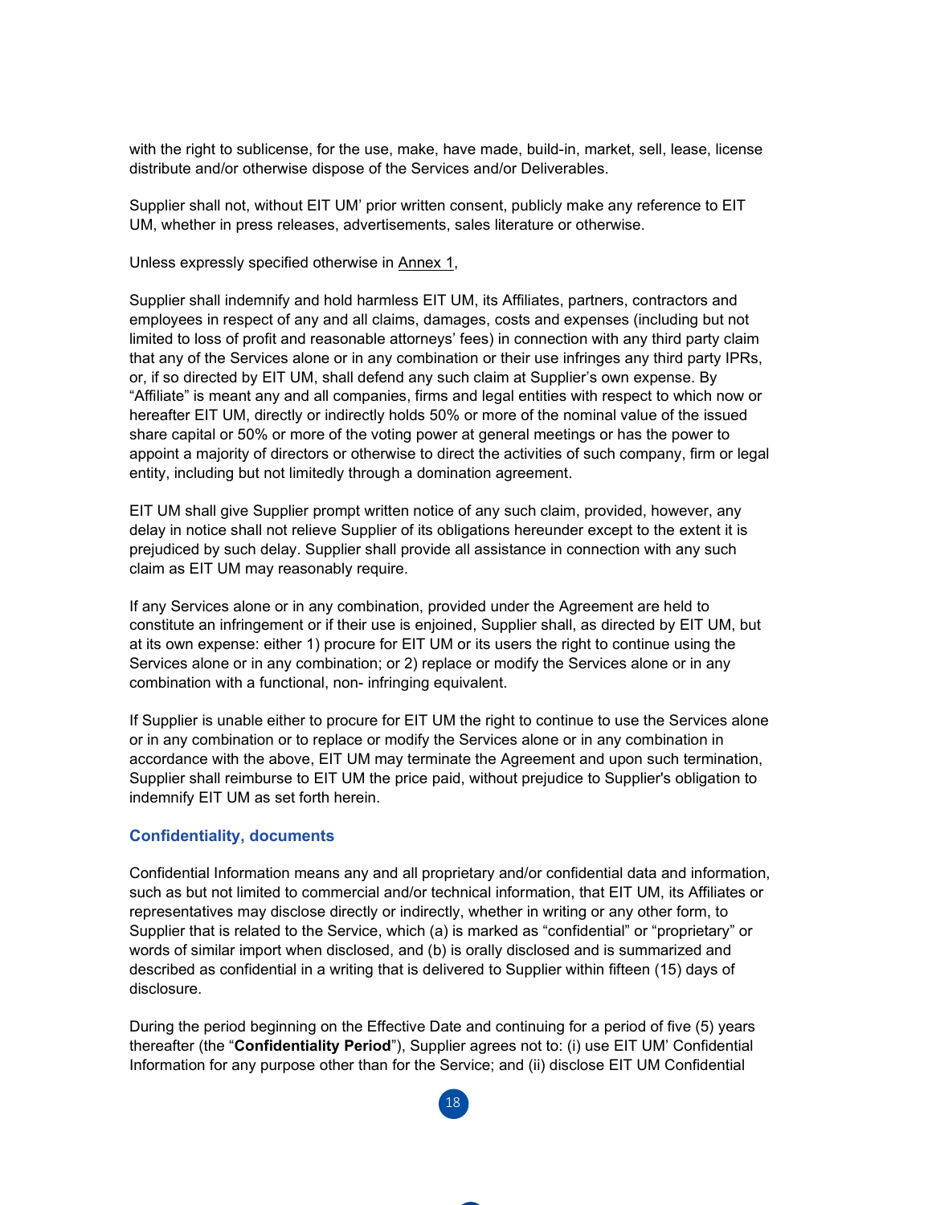with the right to sublicense, for the use, make, have made, build-in, market, sell, lease, license distribute and/or otherwise dispose of the Services and/or Deliverables.

Supplier shall not, without EIT UM' prior written consent, publicly make any reference to EIT UM, whether in press releases, advertisements, sales literature or otherwise.

Unless expressly specified otherwise in Annex 1,

Supplier shall indemnify and hold harmless EIT UM, its Affiliates, partners, contractors and employees in respect of any and all claims, damages, costs and expenses (including but not limited to loss of profit and reasonable attorneys' fees) in connection with any third party claim that any of the Services alone or in any combination or their use infringes any third party IPRs, or, if so directed by EIT UM, shall defend any such claim at Supplier's own expense. By "Affiliate" is meant any and all companies, firms and legal entities with respect to which now or hereafter EIT UM, directly or indirectly holds 50% or more of the nominal value of the issued share capital or 50% or more of the voting power at general meetings or has the power to appoint a majority of directors or otherwise to direct the activities of such company, firm or legal entity, including but not limitedly through a domination agreement.

EIT UM shall give Supplier prompt written notice of any such claim, provided, however, any delay in notice shall not relieve Supplier of its obligations hereunder except to the extent it is prejudiced by such delay. Supplier shall provide all assistance in connection with any such claim as EIT UM may reasonably require.

If any Services alone or in any combination, provided under the Agreement are held to constitute an infringement or if their use is enjoined, Supplier shall, as directed by EIT UM, but at its own expense: either 1) procure for EIT UM or its users the right to continue using the Services alone or in any combination; or 2) replace or modify the Services alone or in any combination with a functional, non- infringing equivalent.

If Supplier is unable either to procure for EIT UM the right to continue to use the Services alone or in any combination or to replace or modify the Services alone or in any combination in accordance with the above, EIT UM may terminate the Agreement and upon such termination, Supplier shall reimburse to EIT UM the price paid, without prejudice to Supplier's obligation to indemnify EIT UM as set forth herein.

### Confidentiality, documents

Confidential Information means any and all proprietary and/or confidential data and information, such as but not limited to commercial and/or technical information, that EIT UM, its Affiliates or representatives may disclose directly or indirectly, whether in writing or any other form, to Supplier that is related to the Service, which (a) is marked as "confidential" or "proprietary" or words of similar import when disclosed, and (b) is orally disclosed and is summarized and described as confidential in a writing that is delivered to Supplier within fifteen (15) days of disclosure.

During the period beginning on the Effective Date and continuing for a period of five (5) years thereafter (the "**Confidentiality Period**"), Supplier agrees not to: (i) use EIT UM' Confidential Information for any purpose other than for the Service; and (ii) disclose EIT UM Confidential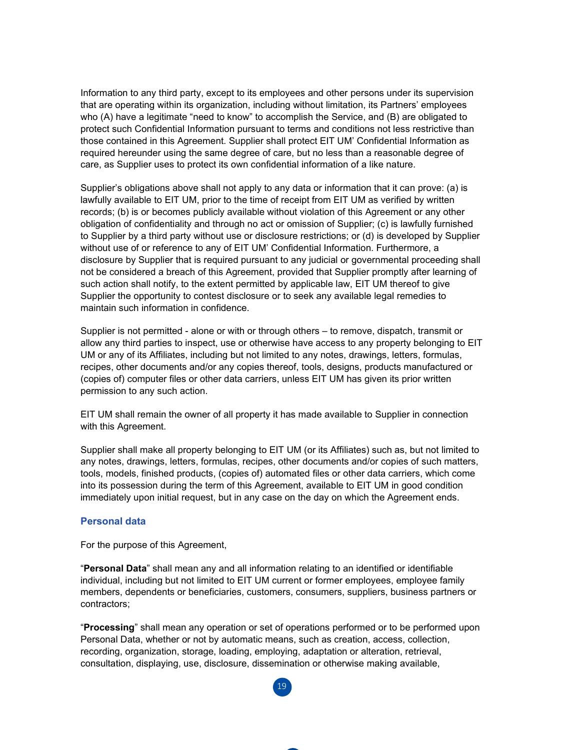Information to any third party, except to its employees and other persons under its supervision that are operating within its organization, including without limitation, its Partners' employees who (A) have a legitimate "need to know" to accomplish the Service, and (B) are obligated to protect such Confidential Information pursuant to terms and conditions not less restrictive than those contained in this Agreement. Supplier shall protect EIT UM' Confidential Information as required hereunder using the same degree of care, but no less than a reasonable degree of care, as Supplier uses to protect its own confidential information of a like nature.

Supplier's obligations above shall not apply to any data or information that it can prove: (a) is lawfully available to EIT UM, prior to the time of receipt from EIT UM as verified by written records; (b) is or becomes publicly available without violation of this Agreement or any other obligation of confidentiality and through no act or omission of Supplier; (c) is lawfully furnished to Supplier by a third party without use or disclosure restrictions; or (d) is developed by Supplier without use of or reference to any of EIT UM' Confidential Information. Furthermore, a disclosure by Supplier that is required pursuant to any judicial or governmental proceeding shall not be considered a breach of this Agreement, provided that Supplier promptly after learning of such action shall notify, to the extent permitted by applicable law, EIT UM thereof to give Supplier the opportunity to contest disclosure or to seek any available legal remedies to maintain such information in confidence.

Supplier is not permitted - alone or with or through others – to remove, dispatch, transmit or allow any third parties to inspect, use or otherwise have access to any property belonging to EIT UM or any of its Affiliates, including but not limited to any notes, drawings, letters, formulas, recipes, other documents and/or any copies thereof, tools, designs, products manufactured or (copies of) computer files or other data carriers, unless EIT UM has given its prior written permission to any such action.

EIT UM shall remain the owner of all property it has made available to Supplier in connection with this Agreement.

Supplier shall make all property belonging to EIT UM (or its Affiliates) such as, but not limited to any notes, drawings, letters, formulas, recipes, other documents and/or copies of such matters, tools, models, finished products, (copies of) automated files or other data carriers, which come into its possession during the term of this Agreement, available to EIT UM in good condition immediately upon initial request, but in any case on the day on which the Agreement ends.

## Personal data

For the purpose of this Agreement,

"**Personal Data**" shall mean any and all information relating to an identified or identifiable individual, including but not limited to EIT UM current or former employees, employee family members, dependents or beneficiaries, customers, consumers, suppliers, business partners or contractors;

"**Processing**" shall mean any operation or set of operations performed or to be performed upon Personal Data, whether or not by automatic means, such as creation, access, collection, recording, organization, storage, loading, employing, adaptation or alteration, retrieval, consultation, displaying, use, disclosure, dissemination or otherwise making available,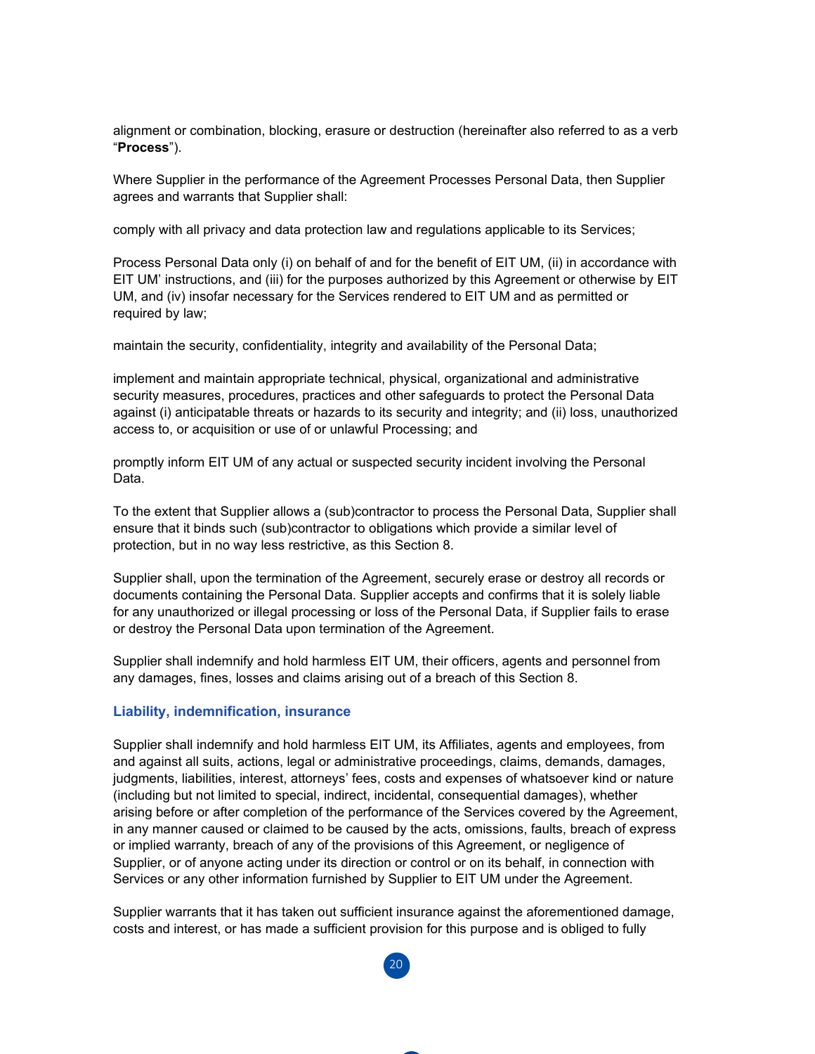alignment or combination, blocking, erasure or destruction (hereinafter also referred to as a verb "**Process**").

Where Supplier in the performance of the Agreement Processes Personal Data, then Supplier agrees and warrants that Supplier shall:

comply with all privacy and data protection law and regulations applicable to its Services;

Process Personal Data only (i) on behalf of and for the benefit of EIT UM, (ii) in accordance with EIT UM' instructions, and (iii) for the purposes authorized by this Agreement or otherwise by EIT UM, and (iv) insofar necessary for the Services rendered to EIT UM and as permitted or required by law;

maintain the security, confidentiality, integrity and availability of the Personal Data;

implement and maintain appropriate technical, physical, organizational and administrative security measures, procedures, practices and other safeguards to protect the Personal Data against (i) anticipatable threats or hazards to its security and integrity; and (ii) loss, unauthorized access to, or acquisition or use of or unlawful Processing; and

promptly inform EIT UM of any actual or suspected security incident involving the Personal Data.

To the extent that Supplier allows a (sub)contractor to process the Personal Data, Supplier shall ensure that it binds such (sub)contractor to obligations which provide a similar level of protection, but in no way less restrictive, as this Section 8.

Supplier shall, upon the termination of the Agreement, securely erase or destroy all records or documents containing the Personal Data. Supplier accepts and confirms that it is solely liable for any unauthorized or illegal processing or loss of the Personal Data, if Supplier fails to erase or destroy the Personal Data upon termination of the Agreement.

Supplier shall indemnify and hold harmless EIT UM, their officers, agents and personnel from any damages, fines, losses and claims arising out of a breach of this Section 8.

### Liability, indemnification, insurance

Supplier shall indemnify and hold harmless EIT UM, its Affiliates, agents and employees, from and against all suits, actions, legal or administrative proceedings, claims, demands, damages, judgments, liabilities, interest, attorneys' fees, costs and expenses of whatsoever kind or nature (including but not limited to special, indirect, incidental, consequential damages), whether arising before or after completion of the performance of the Services covered by the Agreement, in any manner caused or claimed to be caused by the acts, omissions, faults, breach of express or implied warranty, breach of any of the provisions of this Agreement, or negligence of Supplier, or of anyone acting under its direction or control or on its behalf, in connection with Services or any other information furnished by Supplier to EIT UM under the Agreement.

Supplier warrants that it has taken out sufficient insurance against the aforementioned damage, costs and interest, or has made a sufficient provision for this purpose and is obliged to fully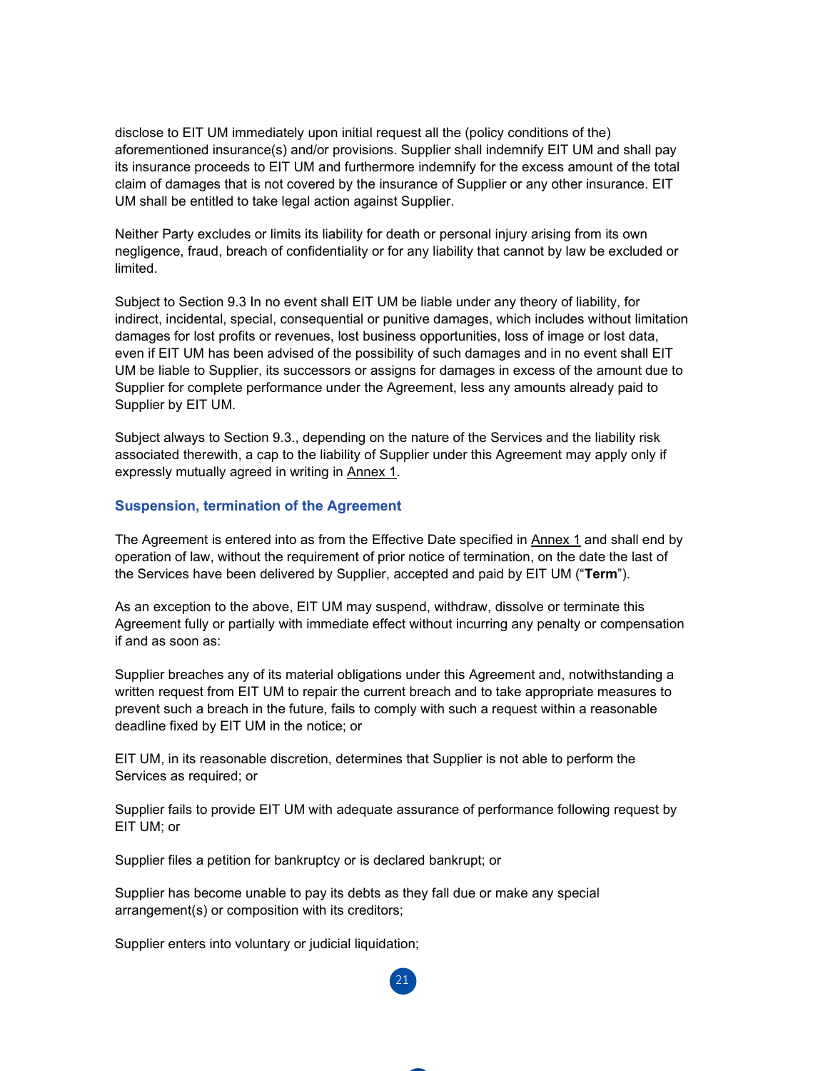disclose to EIT UM immediately upon initial request all the (policy conditions of the) aforementioned insurance(s) and/or provisions. Supplier shall indemnify EIT UM and shall pay its insurance proceeds to EIT UM and furthermore indemnify for the excess amount of the total claim of damages that is not covered by the insurance of Supplier or any other insurance. EIT UM shall be entitled to take legal action against Supplier.

Neither Party excludes or limits its liability for death or personal injury arising from its own negligence, fraud, breach of confidentiality or for any liability that cannot by law be excluded or limited.

Subject to Section 9.3 In no event shall EIT UM be liable under any theory of liability, for indirect, incidental, special, consequential or punitive damages, which includes without limitation damages for lost profits or revenues, lost business opportunities, loss of image or lost data, even if EIT UM has been advised of the possibility of such damages and in no event shall EIT UM be liable to Supplier, its successors or assigns for damages in excess of the amount due to Supplier for complete performance under the Agreement, less any amounts already paid to Supplier by EIT UM.

Subject always to Section 9.3., depending on the nature of the Services and the liability risk associated therewith, a cap to the liability of Supplier under this Agreement may apply only if expressly mutually agreed in writing in Annex 1.

## Suspension, termination of the Agreement

The Agreement is entered into as from the Effective Date specified in Annex 1 and shall end by operation of law, without the requirement of prior notice of termination, on the date the last of the Services have been delivered by Supplier, accepted and paid by EIT UM ("**Term**").

As an exception to the above, EIT UM may suspend, withdraw, dissolve or terminate this Agreement fully or partially with immediate effect without incurring any penalty or compensation if and as soon as:

Supplier breaches any of its material obligations under this Agreement and, notwithstanding a written request from EIT UM to repair the current breach and to take appropriate measures to prevent such a breach in the future, fails to comply with such a request within a reasonable deadline fixed by EIT UM in the notice; or

EIT UM, in its reasonable discretion, determines that Supplier is not able to perform the Services as required; or

Supplier fails to provide EIT UM with adequate assurance of performance following request by EIT UM; or

Supplier files a petition for bankruptcy or is declared bankrupt; or

Supplier has become unable to pay its debts as they fall due or make any special arrangement(s) or composition with its creditors;

Supplier enters into voluntary or judicial liquidation;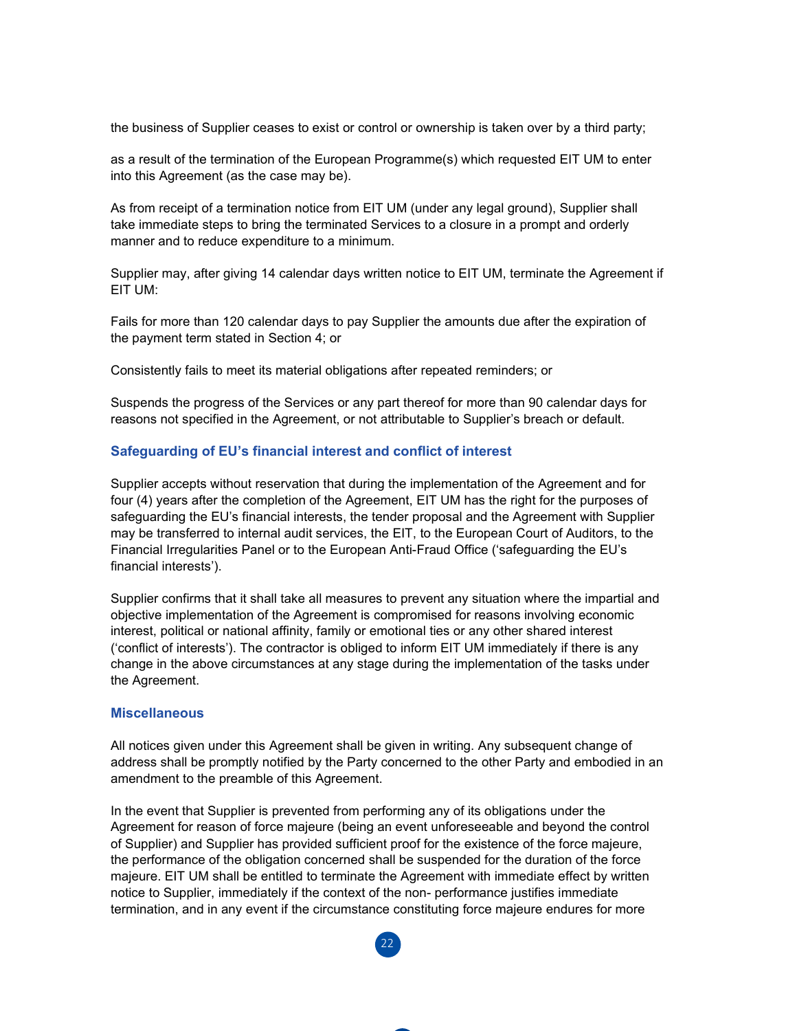the business of Supplier ceases to exist or control or ownership is taken over by a third party;

as a result of the termination of the European Programme(s) which requested EIT UM to enter into this Agreement (as the case may be).

As from receipt of a termination notice from EIT UM (under any legal ground), Supplier shall take immediate steps to bring the terminated Services to a closure in a prompt and orderly manner and to reduce expenditure to a minimum.

Supplier may, after giving 14 calendar days written notice to EIT UM, terminate the Agreement if EIT UM:

Fails for more than 120 calendar days to pay Supplier the amounts due after the expiration of the payment term stated in Section 4; or

Consistently fails to meet its material obligations after repeated reminders; or

Suspends the progress of the Services or any part thereof for more than 90 calendar days for reasons not specified in the Agreement, or not attributable to Supplier's breach or default.

### Safeguarding of EU's financial interest and conflict of interest

Supplier accepts without reservation that during the implementation of the Agreement and for four (4) years after the completion of the Agreement, EIT UM has the right for the purposes of safeguarding the EU's financial interests, the tender proposal and the Agreement with Supplier may be transferred to internal audit services, the EIT, to the European Court of Auditors, to the Financial Irregularities Panel or to the European Anti-Fraud Office ('safeguarding the EU's financial interests').

Supplier confirms that it shall take all measures to prevent any situation where the impartial and objective implementation of the Agreement is compromised for reasons involving economic interest, political or national affinity, family or emotional ties or any other shared interest ('conflict of interests'). The contractor is obliged to inform EIT UM immediately if there is any change in the above circumstances at any stage during the implementation of the tasks under the Agreement.

### Miscellaneous

All notices given under this Agreement shall be given in writing. Any subsequent change of address shall be promptly notified by the Party concerned to the other Party and embodied in an amendment to the preamble of this Agreement.

In the event that Supplier is prevented from performing any of its obligations under the Agreement for reason of force majeure (being an event unforeseeable and beyond the control of Supplier) and Supplier has provided sufficient proof for the existence of the force majeure, the performance of the obligation concerned shall be suspended for the duration of the force majeure. EIT UM shall be entitled to terminate the Agreement with immediate effect by written notice to Supplier, immediately if the context of the non- performance justifies immediate termination, and in any event if the circumstance constituting force majeure endures for more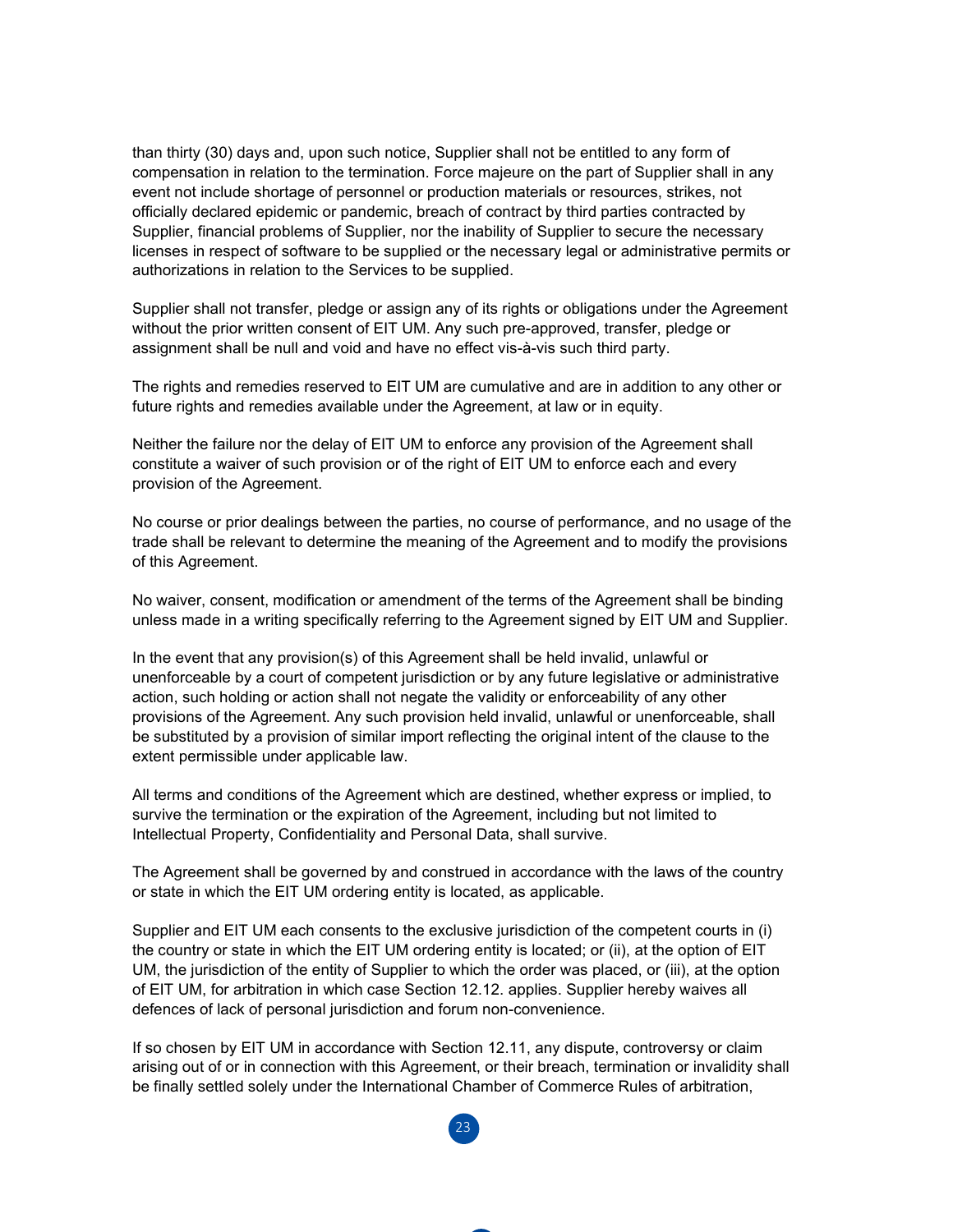than thirty (30) days and, upon such notice, Supplier shall not be entitled to any form of compensation in relation to the termination. Force majeure on the part of Supplier shall in any event not include shortage of personnel or production materials or resources, strikes, not officially declared epidemic or pandemic, breach of contract by third parties contracted by Supplier, financial problems of Supplier, nor the inability of Supplier to secure the necessary licenses in respect of software to be supplied or the necessary legal or administrative permits or authorizations in relation to the Services to be supplied.

Supplier shall not transfer, pledge or assign any of its rights or obligations under the Agreement without the prior written consent of EIT UM. Any such pre-approved, transfer, pledge or assignment shall be null and void and have no effect vis-à-vis such third party.

The rights and remedies reserved to EIT UM are cumulative and are in addition to any other or future rights and remedies available under the Agreement, at law or in equity.

Neither the failure nor the delay of EIT UM to enforce any provision of the Agreement shall constitute a waiver of such provision or of the right of EIT UM to enforce each and every provision of the Agreement.

No course or prior dealings between the parties, no course of performance, and no usage of the trade shall be relevant to determine the meaning of the Agreement and to modify the provisions of this Agreement.

No waiver, consent, modification or amendment of the terms of the Agreement shall be binding unless made in a writing specifically referring to the Agreement signed by EIT UM and Supplier.

In the event that any provision(s) of this Agreement shall be held invalid, unlawful or unenforceable by a court of competent jurisdiction or by any future legislative or administrative action, such holding or action shall not negate the validity or enforceability of any other provisions of the Agreement. Any such provision held invalid, unlawful or unenforceable, shall be substituted by a provision of similar import reflecting the original intent of the clause to the extent permissible under applicable law.

All terms and conditions of the Agreement which are destined, whether express or implied, to survive the termination or the expiration of the Agreement, including but not limited to Intellectual Property, Confidentiality and Personal Data, shall survive.

The Agreement shall be governed by and construed in accordance with the laws of the country or state in which the EIT UM ordering entity is located, as applicable.

Supplier and EIT UM each consents to the exclusive jurisdiction of the competent courts in (i) the country or state in which the EIT UM ordering entity is located; or (ii), at the option of EIT UM, the jurisdiction of the entity of Supplier to which the order was placed, or (iii), at the option of EIT UM, for arbitration in which case Section 12.12. applies. Supplier hereby waives all defences of lack of personal jurisdiction and forum non-convenience.

If so chosen by EIT UM in accordance with Section 12.11, any dispute, controversy or claim arising out of or in connection with this Agreement, or their breach, termination or invalidity shall be finally settled solely under the International Chamber of Commerce Rules of arbitration,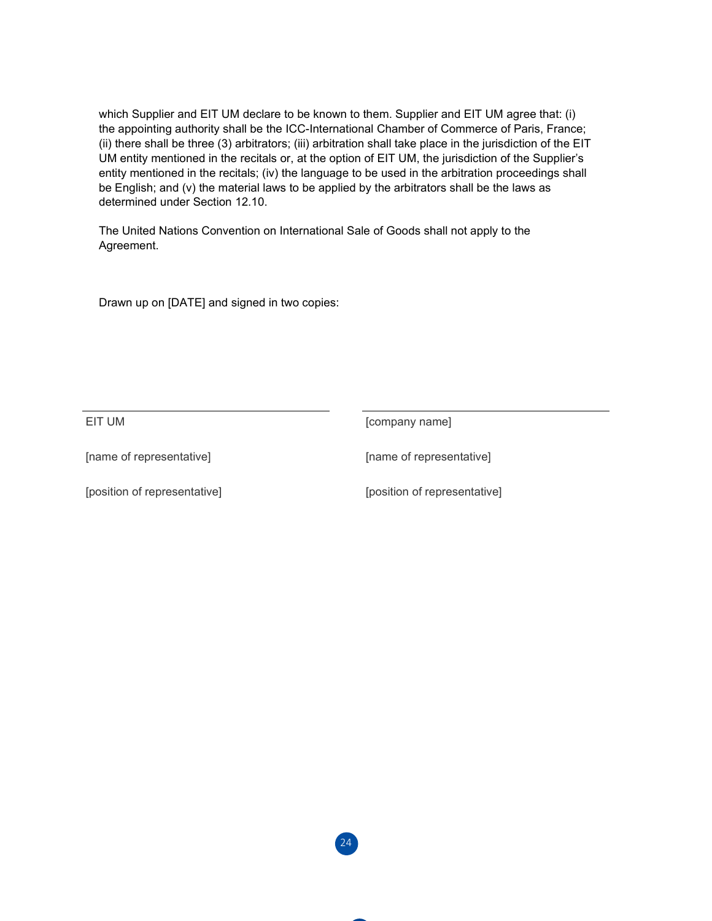which Supplier and EIT UM declare to be known to them. Supplier and EIT UM agree that: (i) the appointing authority shall be the ICC-International Chamber of Commerce of Paris, France; (ii) there shall be three (3) arbitrators; (iii) arbitration shall take place in the jurisdiction of the EIT UM entity mentioned in the recitals or, at the option of EIT UM, the jurisdiction of the Supplier's entity mentioned in the recitals; (iv) the language to be used in the arbitration proceedings shall be English; and (v) the material laws to be applied by the arbitrators shall be the laws as determined under Section 12.10.

The United Nations Convention on International Sale of Goods shall not apply to the Agreement.

Drawn up on [DATE] and signed in two copies:

| EIT UM | [company name] |
|---|---|
| [name of representative] | [name of representative] |
| [position of representative] | [position of representative] |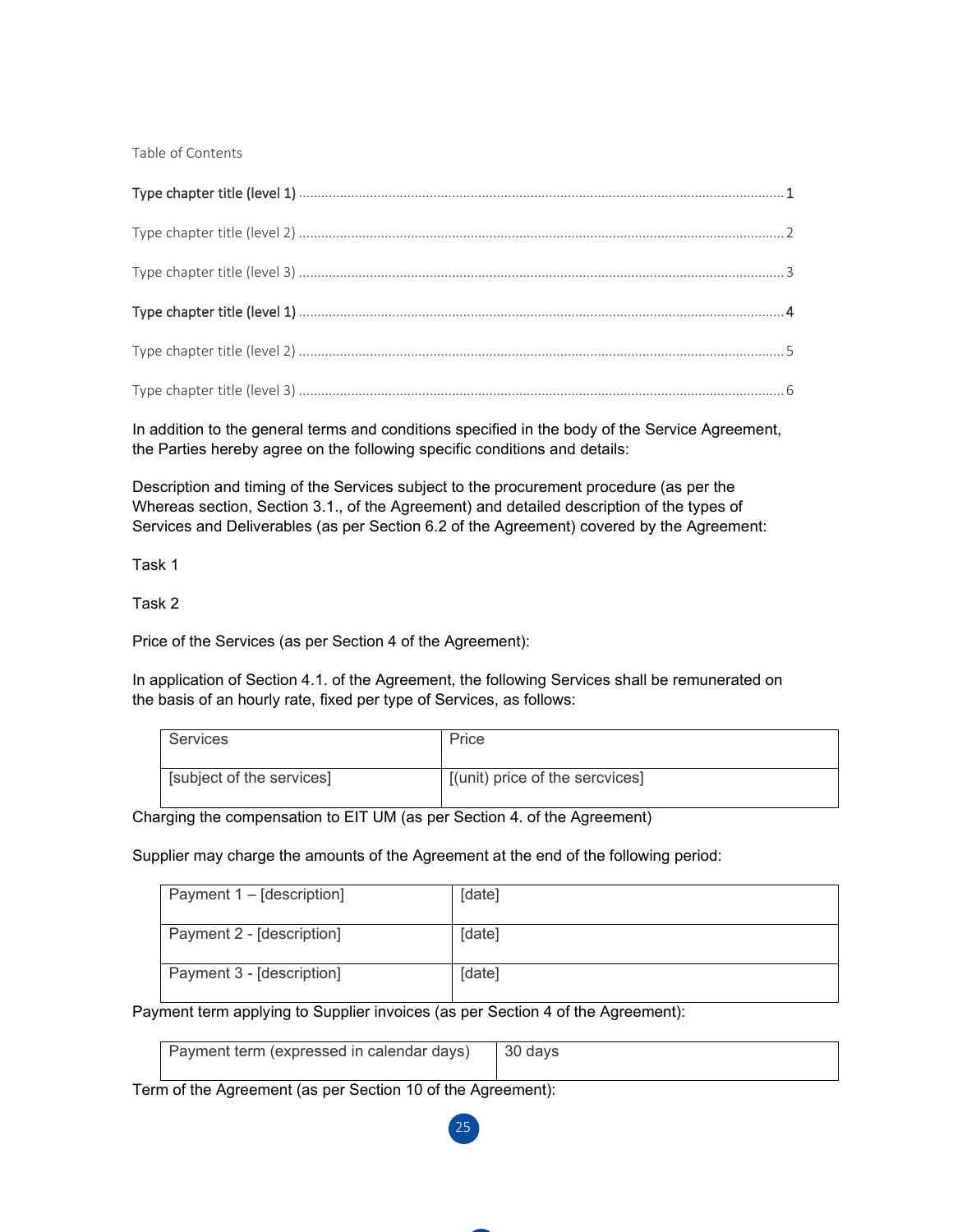Table of Contents

**Type chapter title (level 1)** ........................................................................................................................ 1

Type chapter title (level 2) ........................................................................................................................ 2

Type chapter title (level 3) ........................................................................................................................ 3

**Type chapter title (level 1)** ........................................................................................................................ 4

Type chapter title (level 2) ........................................................................................................................ 5

Type chapter title (level 3) ........................................................................................................................ 6

In addition to the general terms and conditions specified in the body of the Service Agreement, the Parties hereby agree on the following specific conditions and details:

Description and timing of the Services subject to the procurement procedure (as per the Whereas section, Section 3.1., of the Agreement) and detailed description of the types of Services and Deliverables (as per Section 6.2 of the Agreement) covered by the Agreement:

Task 1

Task 2

Price of the Services (as per Section 4 of the Agreement):

In application of Section 4.1. of the Agreement, the following Services shall be remunerated on the basis of an hourly rate, fixed per type of Services, as follows:

| Services | Price |
|---|---|
| [subject of the services] | [(unit) price of the sercvices] |

Charging the compensation to EIT UM (as per Section 4. of the Agreement)

Supplier may charge the amounts of the Agreement at the end of the following period:

| | |
|---|---|
| Payment 1 – [description] | [date] |
| Payment 2 - [description] | [date] |
| Payment 3 - [description] | [date] |

Payment term applying to Supplier invoices (as per Section 4 of the Agreement):

| | |
|---|---|
| Payment term (expressed in calendar days) | 30 days |

Term of the Agreement (as per Section 10 of the Agreement):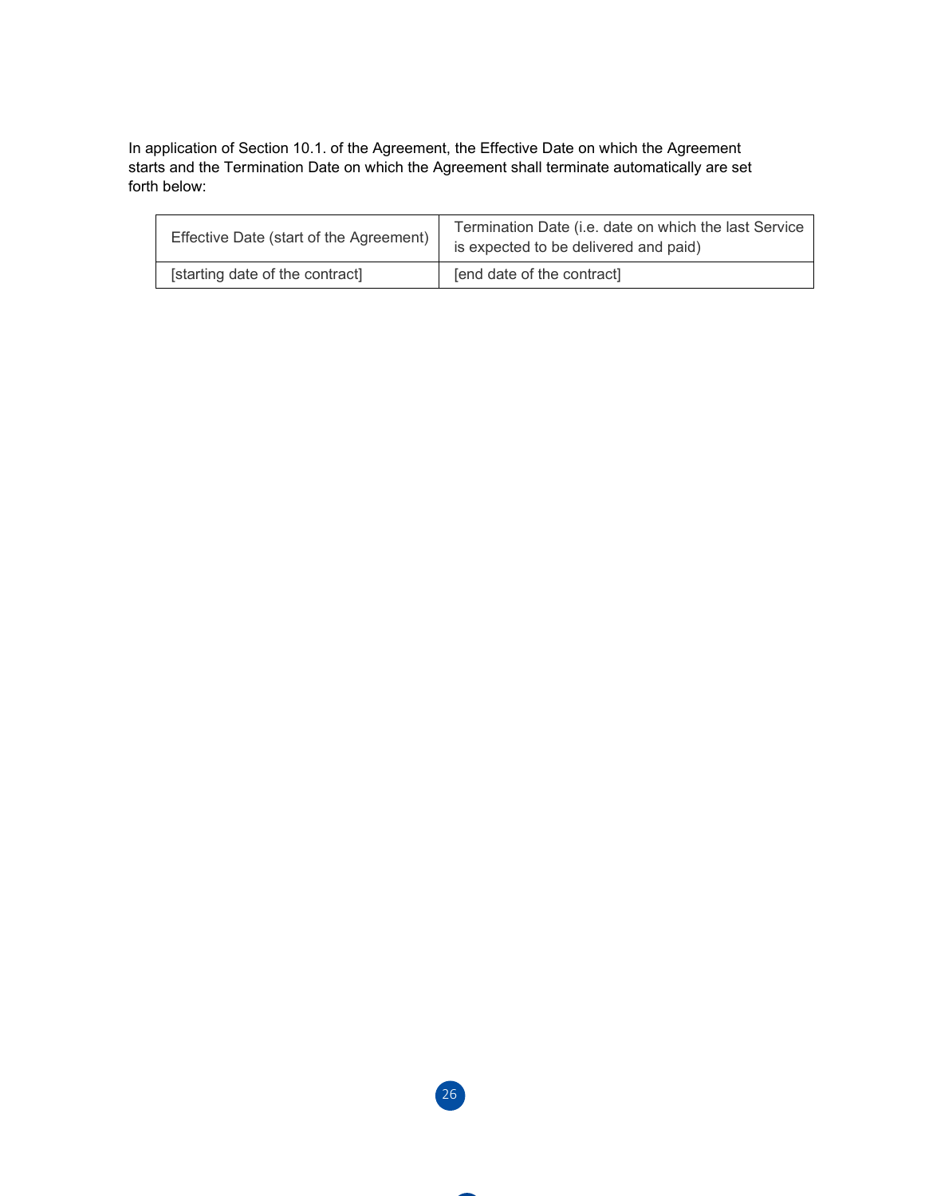In application of Section 10.1. of the Agreement, the Effective Date on which the Agreement starts and the Termination Date on which the Agreement shall terminate automatically are set forth below:

| Effective Date (start of the Agreement) | Termination Date (i.e. date on which the last Service is expected to be delivered and paid) |
|---|---|
| [starting date of the contract] | [end date of the contract] |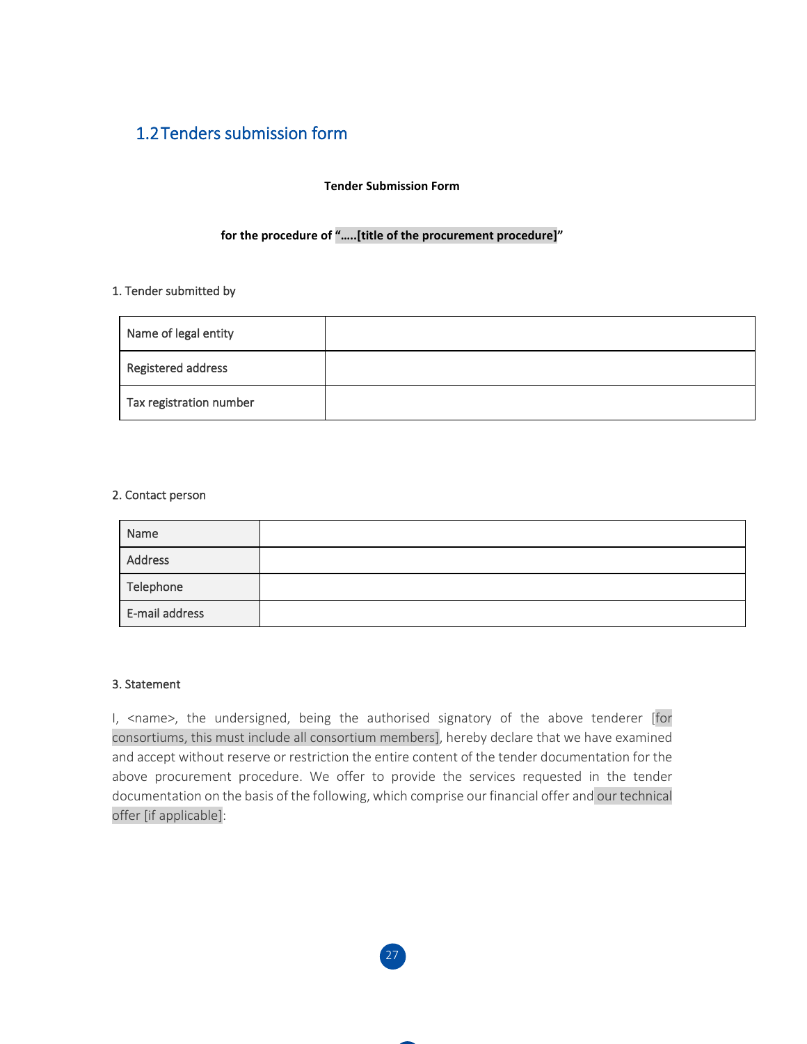## 1.2 Tenders submission form

**Tender Submission Form**

**for the procedure of "…..[title of the procurement procedure]"**

1. Tender submitted by

| Name of legal entity | |
|---|---|
| Registered address | |
| Tax registration number | |

2. Contact person

| Name | |
|---|---|
| Address | |
| Telephone | |
| E-mail address | |

3. Statement

I, <name>, the undersigned, being the authorised signatory of the above tenderer [for consortiums, this must include all consortium members], hereby declare that we have examined and accept without reserve or restriction the entire content of the tender documentation for the above procurement procedure. We offer to provide the services requested in the tender documentation on the basis of the following, which comprise our financial offer and our technical offer [if applicable]: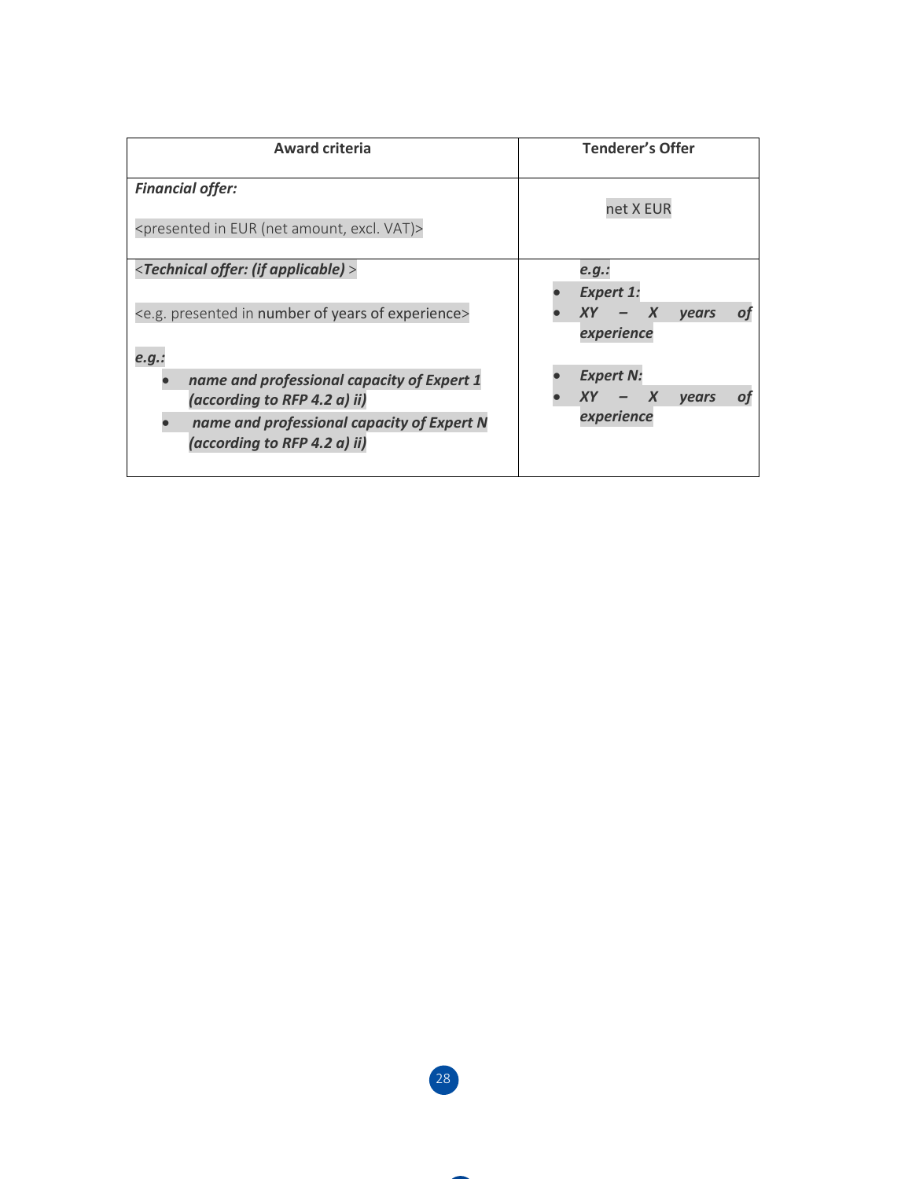| Award criteria | Tenderer's Offer |
| --- | --- |
| ***Financial offer:***<br><br><presented in EUR (net amount, excl. VAT)> | net X EUR |
| <***Technical offer: (if applicable)*** ><br><br><e.g. presented in number of years of experience><br><br>***e.g.:***<br>• ***name and professional capacity of Expert 1 (according to RFP 4.2 a) ii)***<br>• ***name and professional capacity of Expert N (according to RFP 4.2 a) ii)*** | ***e.g.:***<br>• ***Expert 1:***<br>• ***XY – X years of experience***<br><br>• ***Expert N:***<br>• ***XY – X years of experience*** |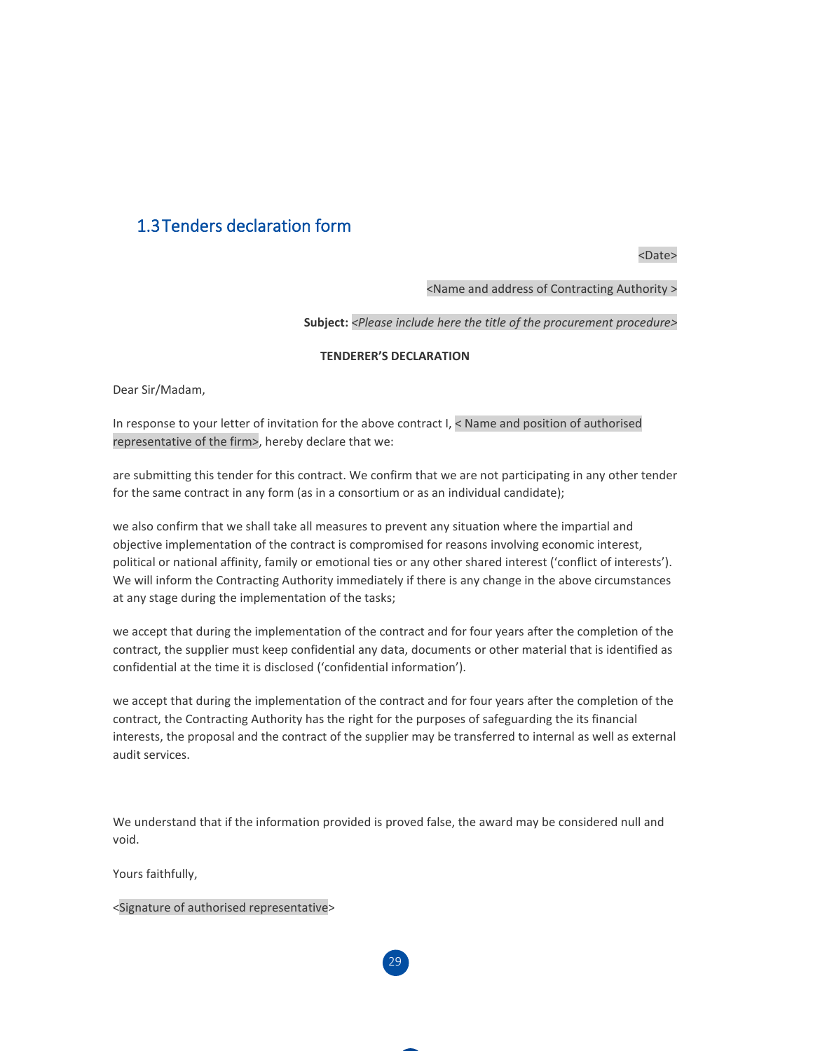## 1.3 Tenders declaration form

<Date>

<Name and address of Contracting Authority >

**Subject:** *<Please include here the title of the procurement procedure>*

**TENDERER'S DECLARATION**

Dear Sir/Madam,

In response to your letter of invitation for the above contract I, < Name and position of authorised representative of the firm>, hereby declare that we:

are submitting this tender for this contract. We confirm that we are not participating in any other tender for the same contract in any form (as in a consortium or as an individual candidate);

we also confirm that we shall take all measures to prevent any situation where the impartial and objective implementation of the contract is compromised for reasons involving economic interest, political or national affinity, family or emotional ties or any other shared interest ('conflict of interests'). We will inform the Contracting Authority immediately if there is any change in the above circumstances at any stage during the implementation of the tasks;

we accept that during the implementation of the contract and for four years after the completion of the contract, the supplier must keep confidential any data, documents or other material that is identified as confidential at the time it is disclosed ('confidential information').

we accept that during the implementation of the contract and for four years after the completion of the contract, the Contracting Authority has the right for the purposes of safeguarding the its financial interests, the proposal and the contract of the supplier may be transferred to internal as well as external audit services.

We understand that if the information provided is proved false, the award may be considered null and void.

Yours faithfully,

<Signature of authorised representative>